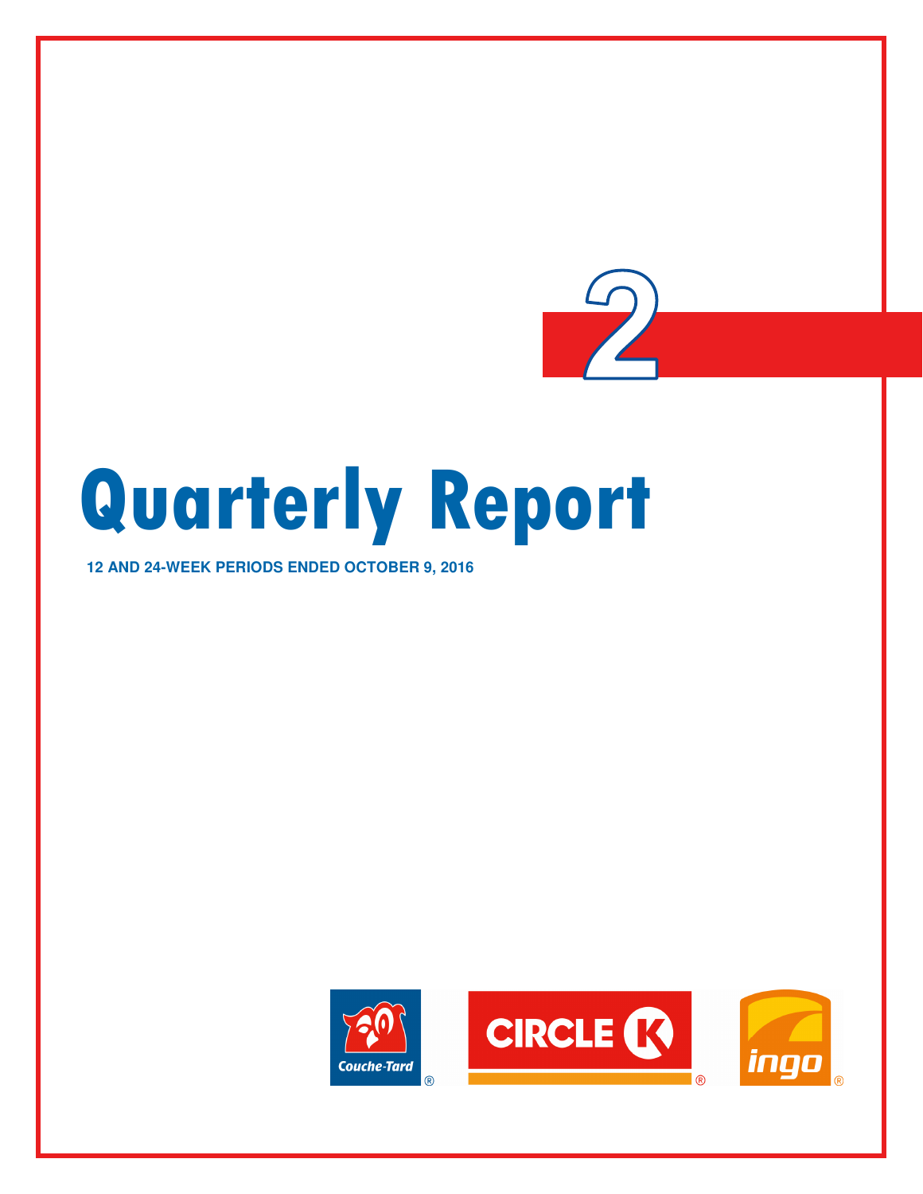2

# Quarterly Report

**12 AND 24-WEEK PERIODS ENDED OCTOBER 9, 2016**

Couche-Tard® CIRCLE K® ingo®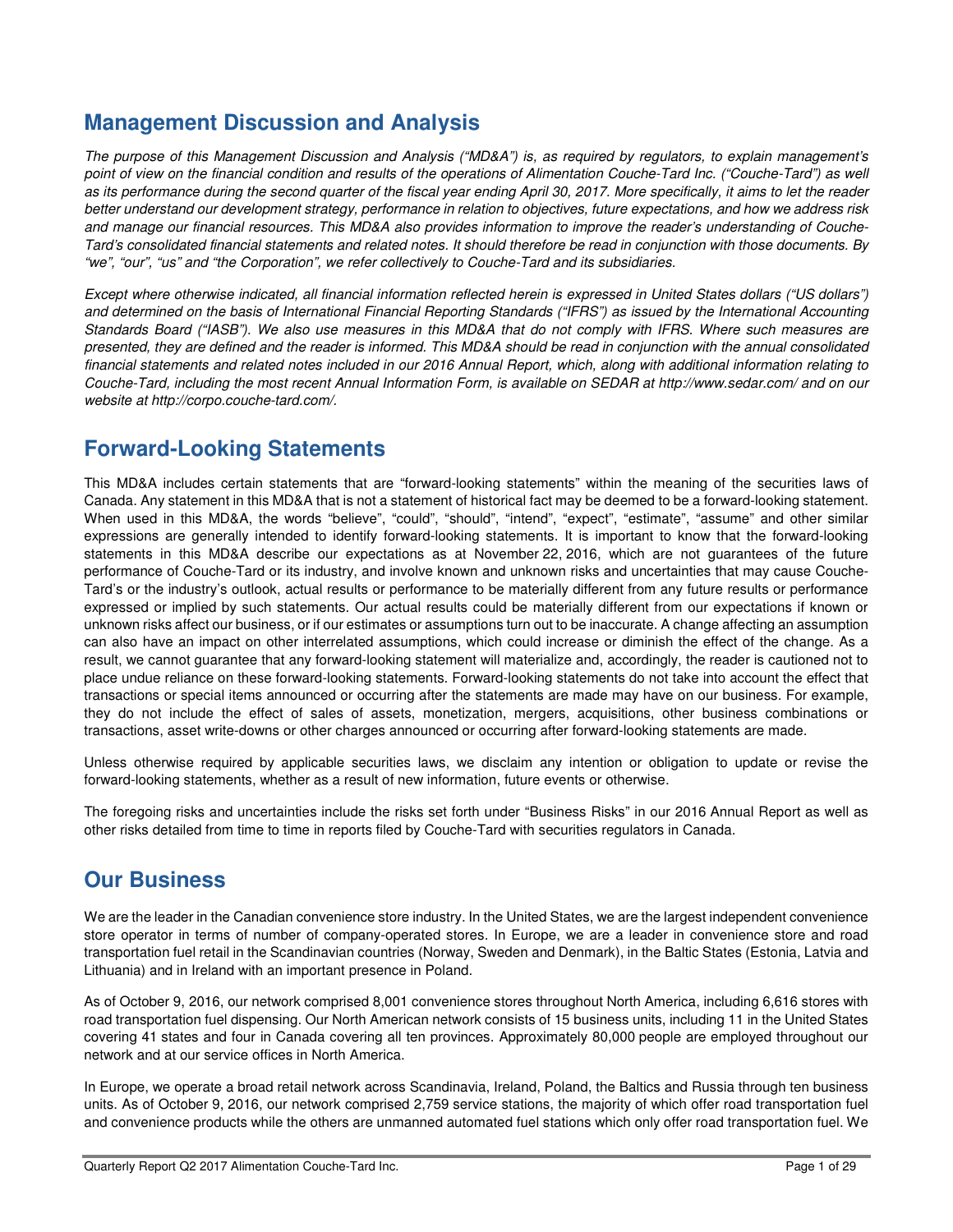## Management Discussion and Analysis

*The purpose of this Management Discussion and Analysis ("MD&A") is, as required by regulators, to explain management's point of view on the financial condition and results of the operations of Alimentation Couche-Tard Inc. ("Couche-Tard") as well as its performance during the second quarter of the fiscal year ending April 30, 2017. More specifically, it aims to let the reader better understand our development strategy, performance in relation to objectives, future expectations, and how we address risk and manage our financial resources. This MD&A also provides information to improve the reader's understanding of Couche-Tard's consolidated financial statements and related notes. It should therefore be read in conjunction with those documents. By "we", "our", "us" and "the Corporation", we refer collectively to Couche-Tard and its subsidiaries.*

*Except where otherwise indicated, all financial information reflected herein is expressed in United States dollars ("US dollars") and determined on the basis of International Financial Reporting Standards ("IFRS") as issued by the International Accounting Standards Board ("IASB"). We also use measures in this MD&A that do not comply with IFRS. Where such measures are presented, they are defined and the reader is informed. This MD&A should be read in conjunction with the annual consolidated financial statements and related notes included in our 2016 Annual Report, which, along with additional information relating to Couche-Tard, including the most recent Annual Information Form, is available on SEDAR at http://www.sedar.com/ and on our website at http://corpo.couche-tard.com/.*

## Forward-Looking Statements

This MD&A includes certain statements that are "forward-looking statements" within the meaning of the securities laws of Canada. Any statement in this MD&A that is not a statement of historical fact may be deemed to be a forward-looking statement. When used in this MD&A, the words "believe", "could", "should", "intend", "expect", "estimate", "assume" and other similar expressions are generally intended to identify forward-looking statements. It is important to know that the forward-looking statements in this MD&A describe our expectations as at November 22, 2016, which are not guarantees of the future performance of Couche-Tard or its industry, and involve known and unknown risks and uncertainties that may cause Couche-Tard's or the industry's outlook, actual results or performance to be materially different from any future results or performance expressed or implied by such statements. Our actual results could be materially different from our expectations if known or unknown risks affect our business, or if our estimates or assumptions turn out to be inaccurate. A change affecting an assumption can also have an impact on other interrelated assumptions, which could increase or diminish the effect of the change. As a result, we cannot guarantee that any forward-looking statement will materialize and, accordingly, the reader is cautioned not to place undue reliance on these forward-looking statements. Forward-looking statements do not take into account the effect that transactions or special items announced or occurring after the statements are made may have on our business. For example, they do not include the effect of sales of assets, monetization, mergers, acquisitions, other business combinations or transactions, asset write-downs or other charges announced or occurring after forward-looking statements are made.

Unless otherwise required by applicable securities laws, we disclaim any intention or obligation to update or revise the forward-looking statements, whether as a result of new information, future events or otherwise.

The foregoing risks and uncertainties include the risks set forth under "Business Risks" in our 2016 Annual Report as well as other risks detailed from time to time in reports filed by Couche-Tard with securities regulators in Canada.

## Our Business

We are the leader in the Canadian convenience store industry. In the United States, we are the largest independent convenience store operator in terms of number of company-operated stores. In Europe, we are a leader in convenience store and road transportation fuel retail in the Scandinavian countries (Norway, Sweden and Denmark), in the Baltic States (Estonia, Latvia and Lithuania) and in Ireland with an important presence in Poland.

As of October 9, 2016, our network comprised 8,001 convenience stores throughout North America, including 6,616 stores with road transportation fuel dispensing. Our North American network consists of 15 business units, including 11 in the United States covering 41 states and four in Canada covering all ten provinces. Approximately 80,000 people are employed throughout our network and at our service offices in North America.

In Europe, we operate a broad retail network across Scandinavia, Ireland, Poland, the Baltics and Russia through ten business units. As of October 9, 2016, our network comprised 2,759 service stations, the majority of which offer road transportation fuel and convenience products while the others are unmanned automated fuel stations which only offer road transportation fuel. We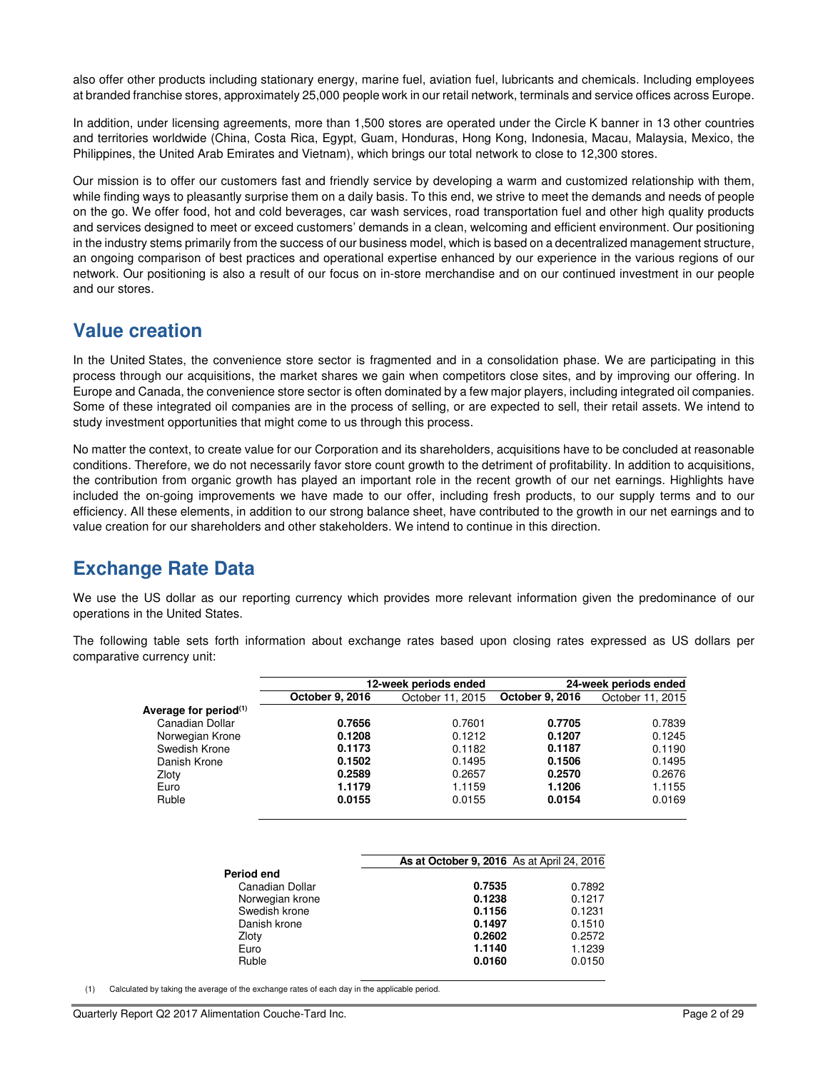also offer other products including stationary energy, marine fuel, aviation fuel, lubricants and chemicals. Including employees at branded franchise stores, approximately 25,000 people work in our retail network, terminals and service offices across Europe.

In addition, under licensing agreements, more than 1,500 stores are operated under the Circle K banner in 13 other countries and territories worldwide (China, Costa Rica, Egypt, Guam, Honduras, Hong Kong, Indonesia, Macau, Malaysia, Mexico, the Philippines, the United Arab Emirates and Vietnam), which brings our total network to close to 12,300 stores.

Our mission is to offer our customers fast and friendly service by developing a warm and customized relationship with them, while finding ways to pleasantly surprise them on a daily basis. To this end, we strive to meet the demands and needs of people on the go. We offer food, hot and cold beverages, car wash services, road transportation fuel and other high quality products and services designed to meet or exceed customers' demands in a clean, welcoming and efficient environment. Our positioning in the industry stems primarily from the success of our business model, which is based on a decentralized management structure, an ongoing comparison of best practices and operational expertise enhanced by our experience in the various regions of our network. Our positioning is also a result of our focus on in-store merchandise and on our continued investment in our people and our stores.

## Value creation

In the United States, the convenience store sector is fragmented and in a consolidation phase. We are participating in this process through our acquisitions, the market shares we gain when competitors close sites, and by improving our offering. In Europe and Canada, the convenience store sector is often dominated by a few major players, including integrated oil companies. Some of these integrated oil companies are in the process of selling, or are expected to sell, their retail assets. We intend to study investment opportunities that might come to us through this process.

No matter the context, to create value for our Corporation and its shareholders, acquisitions have to be concluded at reasonable conditions. Therefore, we do not necessarily favor store count growth to the detriment of profitability. In addition to acquisitions, the contribution from organic growth has played an important role in the recent growth of our net earnings. Highlights have included the on-going improvements we have made to our offer, including fresh products, to our supply terms and to our efficiency. All these elements, in addition to our strong balance sheet, have contributed to the growth in our net earnings and to value creation for our shareholders and other stakeholders. We intend to continue in this direction.

## Exchange Rate Data

We use the US dollar as our reporting currency which provides more relevant information given the predominance of our operations in the United States.

The following table sets forth information about exchange rates based upon closing rates expressed as US dollars per comparative currency unit:

| | 12-week periods ended | | 24-week periods ended | |
|---|---|---|---|---|
| | **October 9, 2016** | October 11, 2015 | **October 9, 2016** | October 11, 2015 |
| **Average for period[(1)]** | | | | |
| Canadian Dollar | **0.7656** | 0.7601 | **0.7705** | 0.7839 |
| Norwegian Krone | **0.1208** | 0.1212 | **0.1207** | 0.1245 |
| Swedish Krone | **0.1173** | 0.1182 | **0.1187** | 0.1190 |
| Danish Krone | **0.1502** | 0.1495 | **0.1506** | 0.1495 |
| Zloty | **0.2589** | 0.2657 | **0.2570** | 0.2676 |
| Euro | **1.1179** | 1.1159 | **1.1206** | 1.1155 |
| Ruble | **0.0155** | 0.0155 | **0.0154** | 0.0169 |

| | **As at October 9, 2016** | As at April 24, 2016 |
|---|---|---|
| **Period end** | | |
| Canadian Dollar | **0.7535** | 0.7892 |
| Norwegian krone | **0.1238** | 0.1217 |
| Swedish krone | **0.1156** | 0.1231 |
| Danish krone | **0.1497** | 0.1510 |
| Zloty | **0.2602** | 0.2572 |
| Euro | **1.1140** | 1.1239 |
| Ruble | **0.0160** | 0.0150 |

(1) Calculated by taking the average of the exchange rates of each day in the applicable period.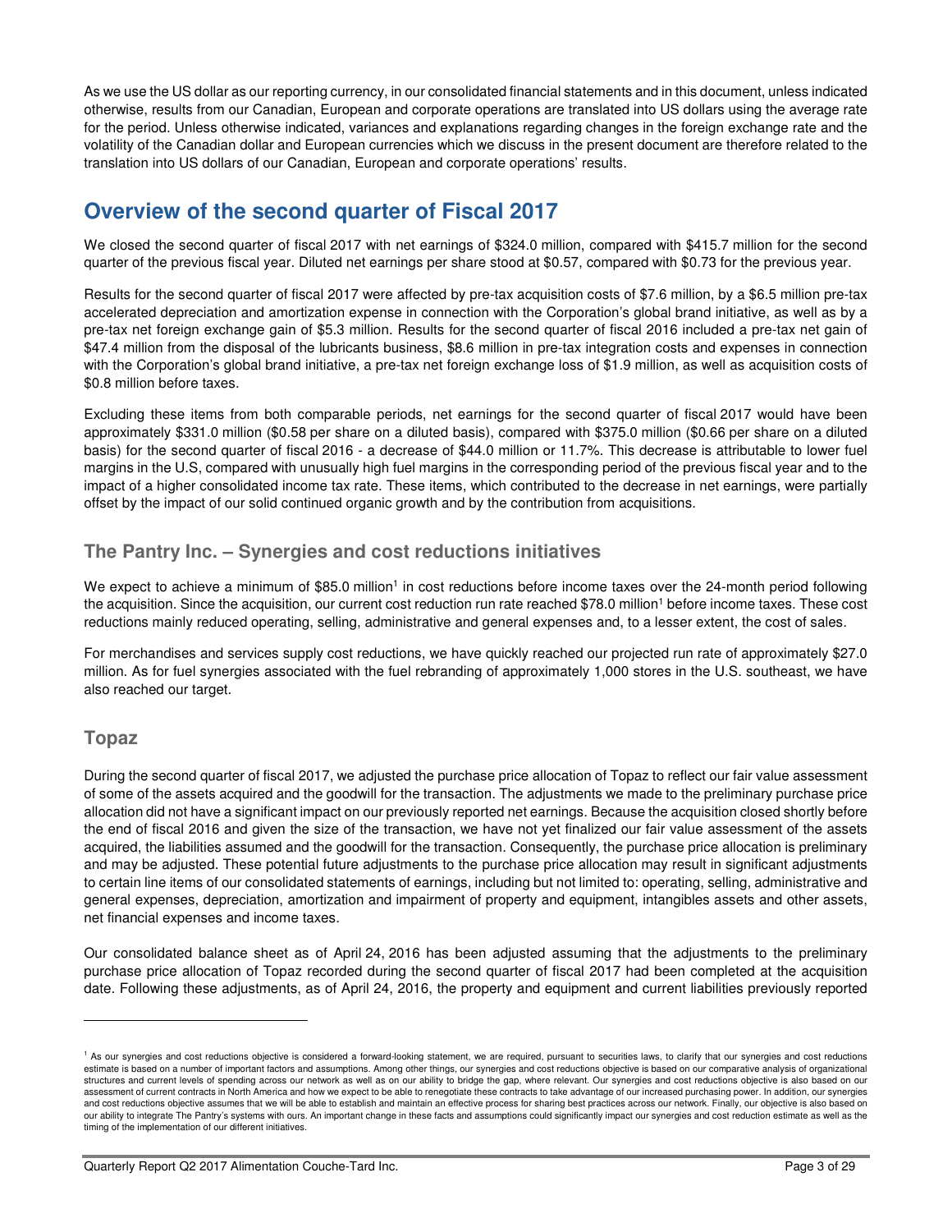As we use the US dollar as our reporting currency, in our consolidated financial statements and in this document, unless indicated otherwise, results from our Canadian, European and corporate operations are translated into US dollars using the average rate for the period. Unless otherwise indicated, variances and explanations regarding changes in the foreign exchange rate and the volatility of the Canadian dollar and European currencies which we discuss in the present document are therefore related to the translation into US dollars of our Canadian, European and corporate operations' results.

## Overview of the second quarter of Fiscal 2017

We closed the second quarter of fiscal 2017 with net earnings of $324.0 million, compared with $415.7 million for the second quarter of the previous fiscal year. Diluted net earnings per share stood at $0.57, compared with $0.73 for the previous year.

Results for the second quarter of fiscal 2017 were affected by pre-tax acquisition costs of $7.6 million, by a $6.5 million pre-tax accelerated depreciation and amortization expense in connection with the Corporation's global brand initiative, as well as by a pre-tax net foreign exchange gain of $5.3 million. Results for the second quarter of fiscal 2016 included a pre-tax net gain of $47.4 million from the disposal of the lubricants business, $8.6 million in pre-tax integration costs and expenses in connection with the Corporation's global brand initiative, a pre-tax net foreign exchange loss of $1.9 million, as well as acquisition costs of $0.8 million before taxes.

Excluding these items from both comparable periods, net earnings for the second quarter of fiscal 2017 would have been approximately $331.0 million ($0.58 per share on a diluted basis), compared with $375.0 million ($0.66 per share on a diluted basis) for the second quarter of fiscal 2016 - a decrease of $44.0 million or 11.7%. This decrease is attributable to lower fuel margins in the U.S, compared with unusually high fuel margins in the corresponding period of the previous fiscal year and to the impact of a higher consolidated income tax rate. These items, which contributed to the decrease in net earnings, were partially offset by the impact of our solid continued organic growth and by the contribution from acquisitions.

### The Pantry Inc. – Synergies and cost reductions initiatives

We expect to achieve a minimum of $85.0 million[1] in cost reductions before income taxes over the 24-month period following the acquisition. Since the acquisition, our current cost reduction run rate reached $78.0 million[1] before income taxes. These cost reductions mainly reduced operating, selling, administrative and general expenses and, to a lesser extent, the cost of sales.

For merchandises and services supply cost reductions, we have quickly reached our projected run rate of approximately $27.0 million. As for fuel synergies associated with the fuel rebranding of approximately 1,000 stores in the U.S. southeast, we have also reached our target.

### Topaz

During the second quarter of fiscal 2017, we adjusted the purchase price allocation of Topaz to reflect our fair value assessment of some of the assets acquired and the goodwill for the transaction. The adjustments we made to the preliminary purchase price allocation did not have a significant impact on our previously reported net earnings. Because the acquisition closed shortly before the end of fiscal 2016 and given the size of the transaction, we have not yet finalized our fair value assessment of the assets acquired, the liabilities assumed and the goodwill for the transaction. Consequently, the purchase price allocation is preliminary and may be adjusted. These potential future adjustments to the purchase price allocation may result in significant adjustments to certain line items of our consolidated statements of earnings, including but not limited to: operating, selling, administrative and general expenses, depreciation, amortization and impairment of property and equipment, intangibles assets and other assets, net financial expenses and income taxes.

Our consolidated balance sheet as of April 24, 2016 has been adjusted assuming that the adjustments to the preliminary purchase price allocation of Topaz recorded during the second quarter of fiscal 2017 had been completed at the acquisition date. Following these adjustments, as of April 24, 2016, the property and equipment and current liabilities previously reported

[1] As our synergies and cost reductions objective is considered a forward-looking statement, we are required, pursuant to securities laws, to clarify that our synergies and cost reductions estimate is based on a number of important factors and assumptions. Among other things, our synergies and cost reductions objective is based on our comparative analysis of organizational structures and current levels of spending across our network as well as on our ability to bridge the gap, where relevant. Our synergies and cost reductions objective is also based on our assessment of current contracts in North America and how we expect to be able to renegotiate these contracts to take advantage of our increased purchasing power. In addition, our synergies and cost reductions objective assumes that we will be able to establish and maintain an effective process for sharing best practices across our network. Finally, our objective is also based on our ability to integrate The Pantry's systems with ours. An important change in these facts and assumptions could significantly impact our synergies and cost reduction estimate as well as the timing of the implementation of our different initiatives.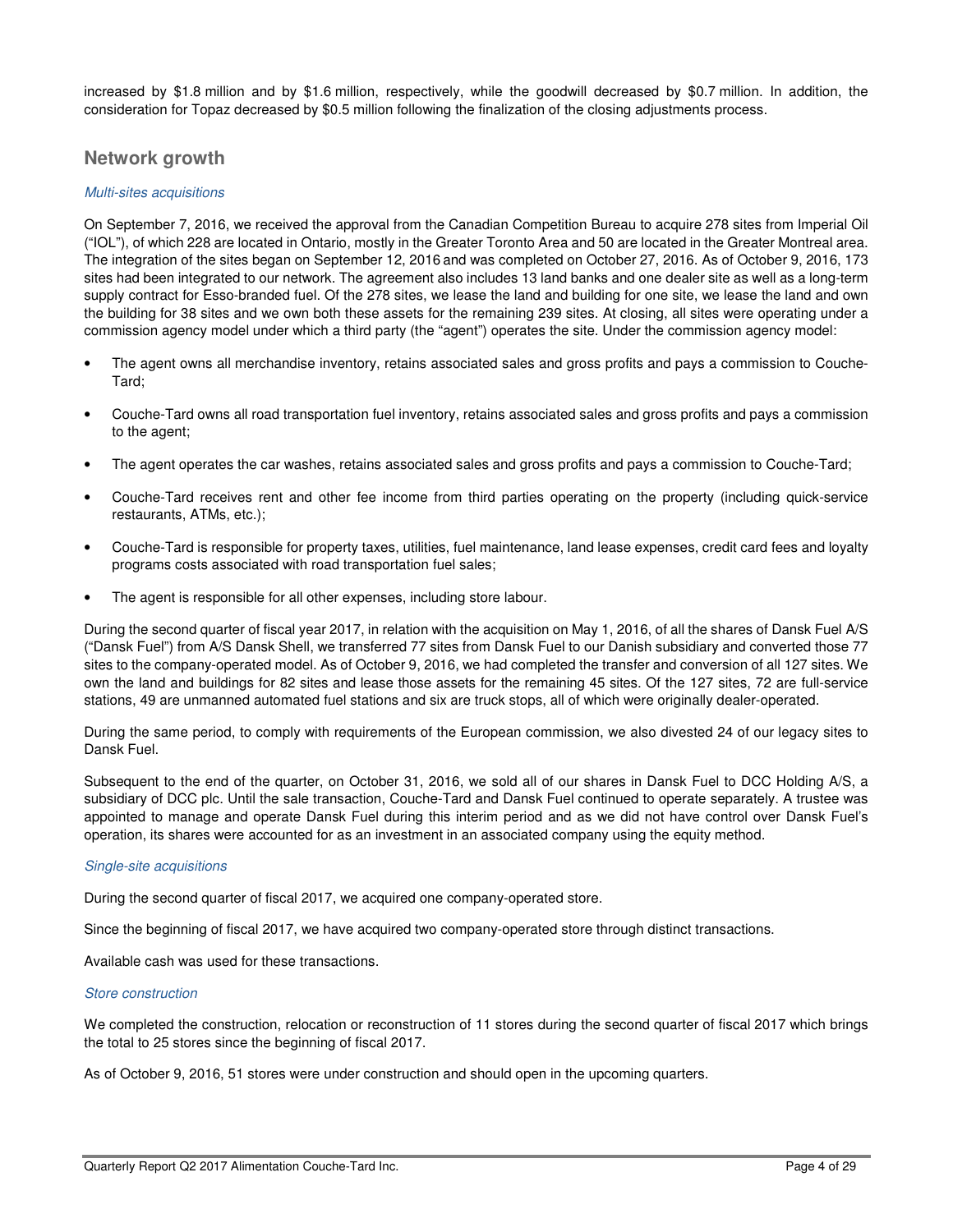increased by $1.8 million and by $1.6 million, respectively, while the goodwill decreased by $0.7 million. In addition, the consideration for Topaz decreased by $0.5 million following the finalization of the closing adjustments process.

## Network growth

*Multi-sites acquisitions*

On September 7, 2016, we received the approval from the Canadian Competition Bureau to acquire 278 sites from Imperial Oil ("IOL"), of which 228 are located in Ontario, mostly in the Greater Toronto Area and 50 are located in the Greater Montreal area. The integration of the sites began on September 12, 2016 and was completed on October 27, 2016. As of October 9, 2016, 173 sites had been integrated to our network. The agreement also includes 13 land banks and one dealer site as well as a long-term supply contract for Esso-branded fuel. Of the 278 sites, we lease the land and building for one site, we lease the land and own the building for 38 sites and we own both these assets for the remaining 239 sites. At closing, all sites were operating under a commission agency model under which a third party (the "agent") operates the site. Under the commission agency model:

- The agent owns all merchandise inventory, retains associated sales and gross profits and pays a commission to Couche-Tard;
- Couche-Tard owns all road transportation fuel inventory, retains associated sales and gross profits and pays a commission to the agent;
- The agent operates the car washes, retains associated sales and gross profits and pays a commission to Couche-Tard;
- Couche-Tard receives rent and other fee income from third parties operating on the property (including quick-service restaurants, ATMs, etc.);
- Couche-Tard is responsible for property taxes, utilities, fuel maintenance, land lease expenses, credit card fees and loyalty programs costs associated with road transportation fuel sales;
- The agent is responsible for all other expenses, including store labour.

During the second quarter of fiscal year 2017, in relation with the acquisition on May 1, 2016, of all the shares of Dansk Fuel A/S ("Dansk Fuel") from A/S Dansk Shell, we transferred 77 sites from Dansk Fuel to our Danish subsidiary and converted those 77 sites to the company-operated model. As of October 9, 2016, we had completed the transfer and conversion of all 127 sites. We own the land and buildings for 82 sites and lease those assets for the remaining 45 sites. Of the 127 sites, 72 are full-service stations, 49 are unmanned automated fuel stations and six are truck stops, all of which were originally dealer-operated.

During the same period, to comply with requirements of the European commission, we also divested 24 of our legacy sites to Dansk Fuel.

Subsequent to the end of the quarter, on October 31, 2016, we sold all of our shares in Dansk Fuel to DCC Holding A/S, a subsidiary of DCC plc. Until the sale transaction, Couche-Tard and Dansk Fuel continued to operate separately. A trustee was appointed to manage and operate Dansk Fuel during this interim period and as we did not have control over Dansk Fuel's operation, its shares were accounted for as an investment in an associated company using the equity method.

*Single-site acquisitions*

During the second quarter of fiscal 2017, we acquired one company-operated store.

Since the beginning of fiscal 2017, we have acquired two company-operated store through distinct transactions.

Available cash was used for these transactions.

*Store construction*

We completed the construction, relocation or reconstruction of 11 stores during the second quarter of fiscal 2017 which brings the total to 25 stores since the beginning of fiscal 2017.

As of October 9, 2016, 51 stores were under construction and should open in the upcoming quarters.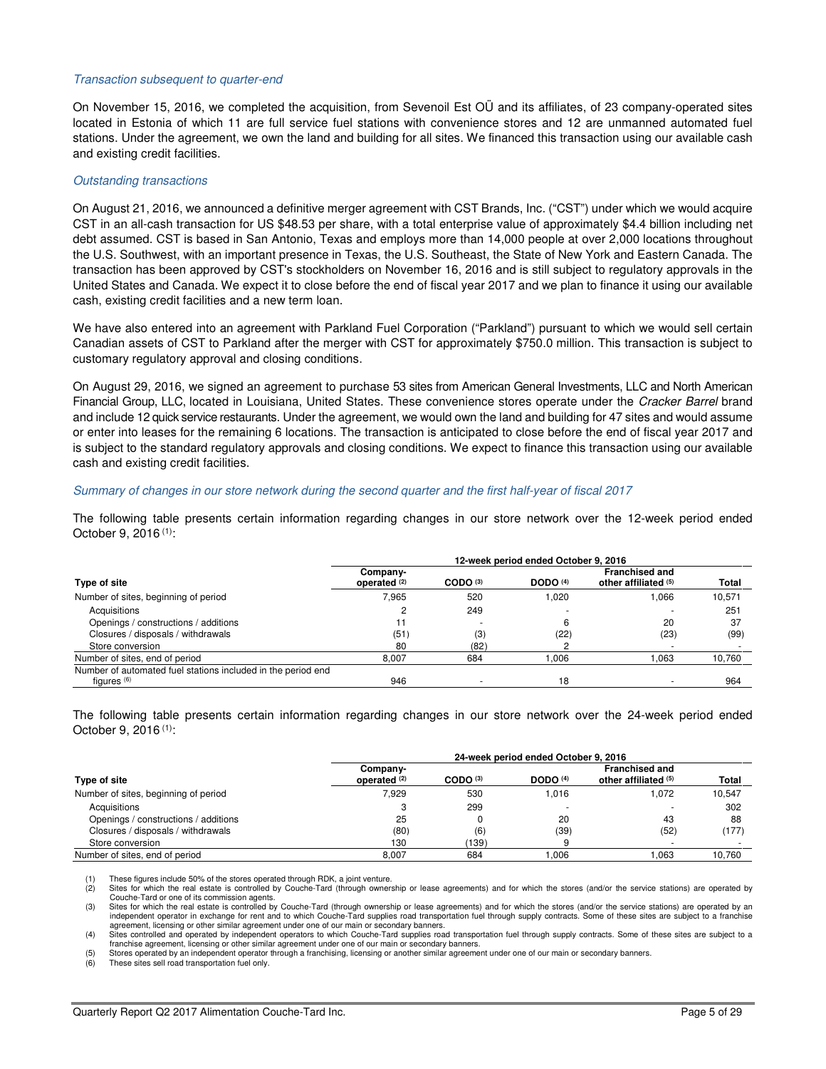*Transaction subsequent to quarter-end*

On November 15, 2016, we completed the acquisition, from Sevenoil Est OÜ and its affiliates, of 23 company-operated sites located in Estonia of which 11 are full service fuel stations with convenience stores and 12 are unmanned automated fuel stations. Under the agreement, we own the land and building for all sites. We financed this transaction using our available cash and existing credit facilities.

*Outstanding transactions*

On August 21, 2016, we announced a definitive merger agreement with CST Brands, Inc. ("CST") under which we would acquire CST in an all-cash transaction for US $48.53 per share, with a total enterprise value of approximately $4.4 billion including net debt assumed. CST is based in San Antonio, Texas and employs more than 14,000 people at over 2,000 locations throughout the U.S. Southwest, with an important presence in Texas, the U.S. Southeast, the State of New York and Eastern Canada. The transaction has been approved by CST's stockholders on November 16, 2016 and is still subject to regulatory approvals in the United States and Canada. We expect it to close before the end of fiscal year 2017 and we plan to finance it using our available cash, existing credit facilities and a new term loan.

We have also entered into an agreement with Parkland Fuel Corporation ("Parkland") pursuant to which we would sell certain Canadian assets of CST to Parkland after the merger with CST for approximately $750.0 million. This transaction is subject to customary regulatory approval and closing conditions.

On August 29, 2016, we signed an agreement to purchase 53 sites from American General Investments, LLC and North American Financial Group, LLC, located in Louisiana, United States. These convenience stores operate under the *Cracker Barrel* brand and include 12 quick service restaurants. Under the agreement, we would own the land and building for 47 sites and would assume or enter into leases for the remaining 6 locations. The transaction is anticipated to close before the end of fiscal year 2017 and is subject to the standard regulatory approvals and closing conditions. We expect to finance this transaction using our available cash and existing credit facilities.

*Summary of changes in our store network during the second quarter and the first half-year of fiscal 2017*

The following table presents certain information regarding changes in our store network over the 12-week period ended October 9, 2016 [(1)]:

| | 12-week period ended October 9, 2016 | | | | |
|---|---|---|---|---|---|
| **Type of site** | **Company-operated** [(2)] | **CODO** [(3)] | **DODO** [(4)] | **Franchised and other affiliated** [(5)] | **Total** |
| Number of sites, beginning of period | 7,965 | 520 | 1,020 | 1,066 | 10,571 |
| Acquisitions | 2 | 249 | - | - | 251 |
| Openings / constructions / additions | 11 | - | 6 | 20 | 37 |
| Closures / disposals / withdrawals | (51) | (3) | (22) | (23) | (99) |
| Store conversion | 80 | (82) | 2 | - | - |
| Number of sites, end of period | 8,007 | 684 | 1,006 | 1,063 | 10,760 |
| Number of automated fuel stations included in the period end figures [(6)] | 946 | - | 18 | - | 964 |

The following table presents certain information regarding changes in our store network over the 24-week period ended October 9, 2016 [(1)]:

| | 24-week period ended October 9, 2016 | | | | |
|---|---|---|---|---|---|
| **Type of site** | **Company-operated** [(2)] | **CODO** [(3)] | **DODO** [(4)] | **Franchised and other affiliated** [(5)] | **Total** |
| Number of sites, beginning of period | 7,929 | 530 | 1,016 | 1,072 | 10,547 |
| Acquisitions | 3 | 299 | - | - | 302 |
| Openings / constructions / additions | 25 | 0 | 20 | 43 | 88 |
| Closures / disposals / withdrawals | (80) | (6) | (39) | (52) | (177) |
| Store conversion | 130 | (139) | 9 | - | - |
| Number of sites, end of period | 8,007 | 684 | 1,006 | 1,063 | 10,760 |

(1) These figures include 50% of the stores operated through RDK, a joint venture.
(2) Sites for which the real estate is controlled by Couche-Tard (through ownership or lease agreements) and for which the stores (and/or the service stations) are operated by Couche-Tard or one of its commission agents.
(3) Sites for which the real estate is controlled by Couche-Tard (through ownership or lease agreements) and for which the stores (and/or the service stations) are operated by an independent operator in exchange for rent and to which Couche-Tard supplies road transportation fuel through supply contracts. Some of these sites are subject to a franchise agreement, licensing or other similar agreement under one of our main or secondary banners.
(4) Sites controlled and operated by independent operators to which Couche-Tard supplies road transportation fuel through supply contracts. Some of these sites are subject to a franchise agreement, licensing or other similar agreement under one of our main or secondary banners.
(5) Stores operated by an independent operator through a franchising, licensing or another similar agreement under one of our main or secondary banners.
(6) These sites sell road transportation fuel only.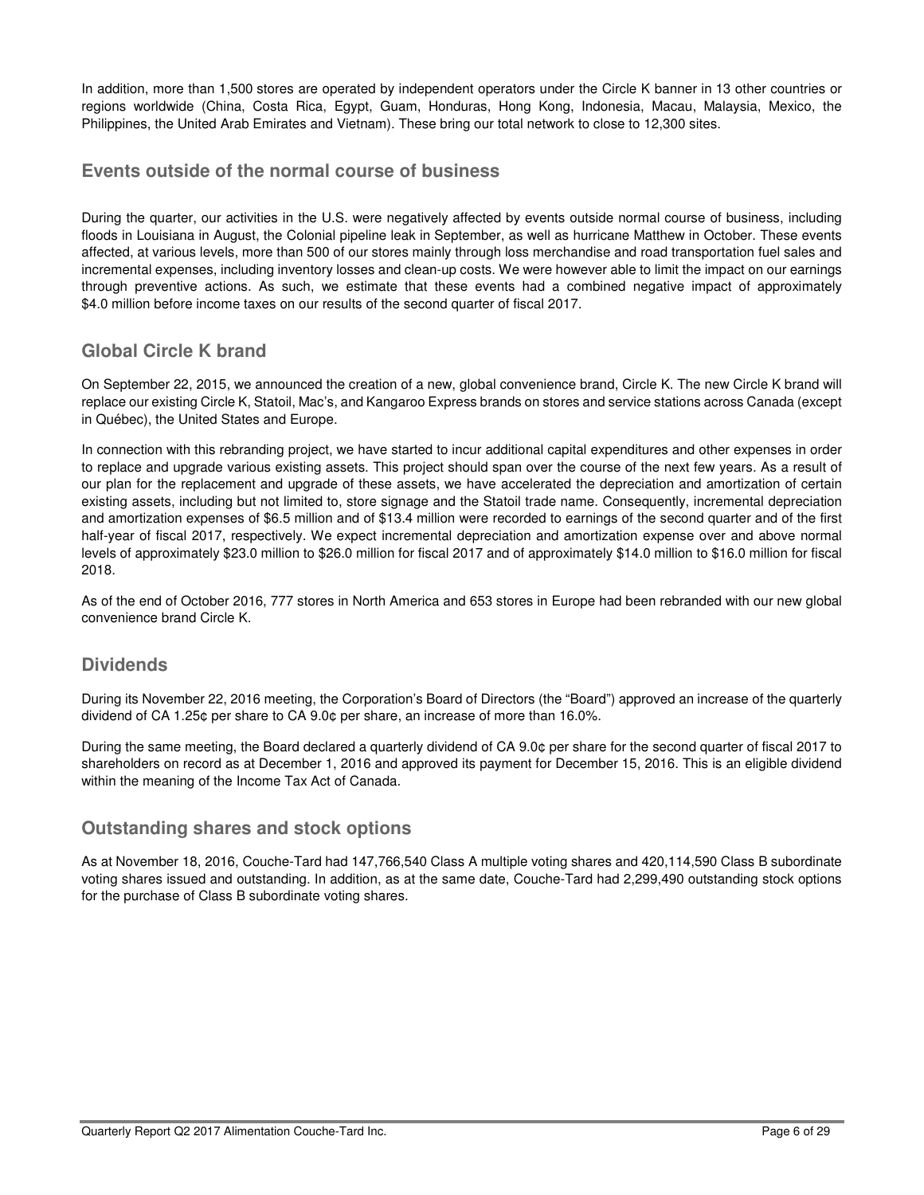In addition, more than 1,500 stores are operated by independent operators under the Circle K banner in 13 other countries or regions worldwide (China, Costa Rica, Egypt, Guam, Honduras, Hong Kong, Indonesia, Macau, Malaysia, Mexico, the Philippines, the United Arab Emirates and Vietnam). These bring our total network to close to 12,300 sites.

## Events outside of the normal course of business

During the quarter, our activities in the U.S. were negatively affected by events outside normal course of business, including floods in Louisiana in August, the Colonial pipeline leak in September, as well as hurricane Matthew in October. These events affected, at various levels, more than 500 of our stores mainly through loss merchandise and road transportation fuel sales and incremental expenses, including inventory losses and clean-up costs. We were however able to limit the impact on our earnings through preventive actions. As such, we estimate that these events had a combined negative impact of approximately $4.0 million before income taxes on our results of the second quarter of fiscal 2017.

## Global Circle K brand

On September 22, 2015, we announced the creation of a new, global convenience brand, Circle K. The new Circle K brand will replace our existing Circle K, Statoil, Mac's, and Kangaroo Express brands on stores and service stations across Canada (except in Québec), the United States and Europe.

In connection with this rebranding project, we have started to incur additional capital expenditures and other expenses in order to replace and upgrade various existing assets. This project should span over the course of the next few years. As a result of our plan for the replacement and upgrade of these assets, we have accelerated the depreciation and amortization of certain existing assets, including but not limited to, store signage and the Statoil trade name. Consequently, incremental depreciation and amortization expenses of $6.5 million and of $13.4 million were recorded to earnings of the second quarter and of the first half-year of fiscal 2017, respectively. We expect incremental depreciation and amortization expense over and above normal levels of approximately $23.0 million to $26.0 million for fiscal 2017 and of approximately $14.0 million to $16.0 million for fiscal 2018.

As of the end of October 2016, 777 stores in North America and 653 stores in Europe had been rebranded with our new global convenience brand Circle K.

## Dividends

During its November 22, 2016 meeting, the Corporation's Board of Directors (the "Board") approved an increase of the quarterly dividend of CA 1.25¢ per share to CA 9.0¢ per share, an increase of more than 16.0%.

During the same meeting, the Board declared a quarterly dividend of CA 9.0¢ per share for the second quarter of fiscal 2017 to shareholders on record as at December 1, 2016 and approved its payment for December 15, 2016. This is an eligible dividend within the meaning of the Income Tax Act of Canada.

## Outstanding shares and stock options

As at November 18, 2016, Couche-Tard had 147,766,540 Class A multiple voting shares and 420,114,590 Class B subordinate voting shares issued and outstanding. In addition, as at the same date, Couche-Tard had 2,299,490 outstanding stock options for the purchase of Class B subordinate voting shares.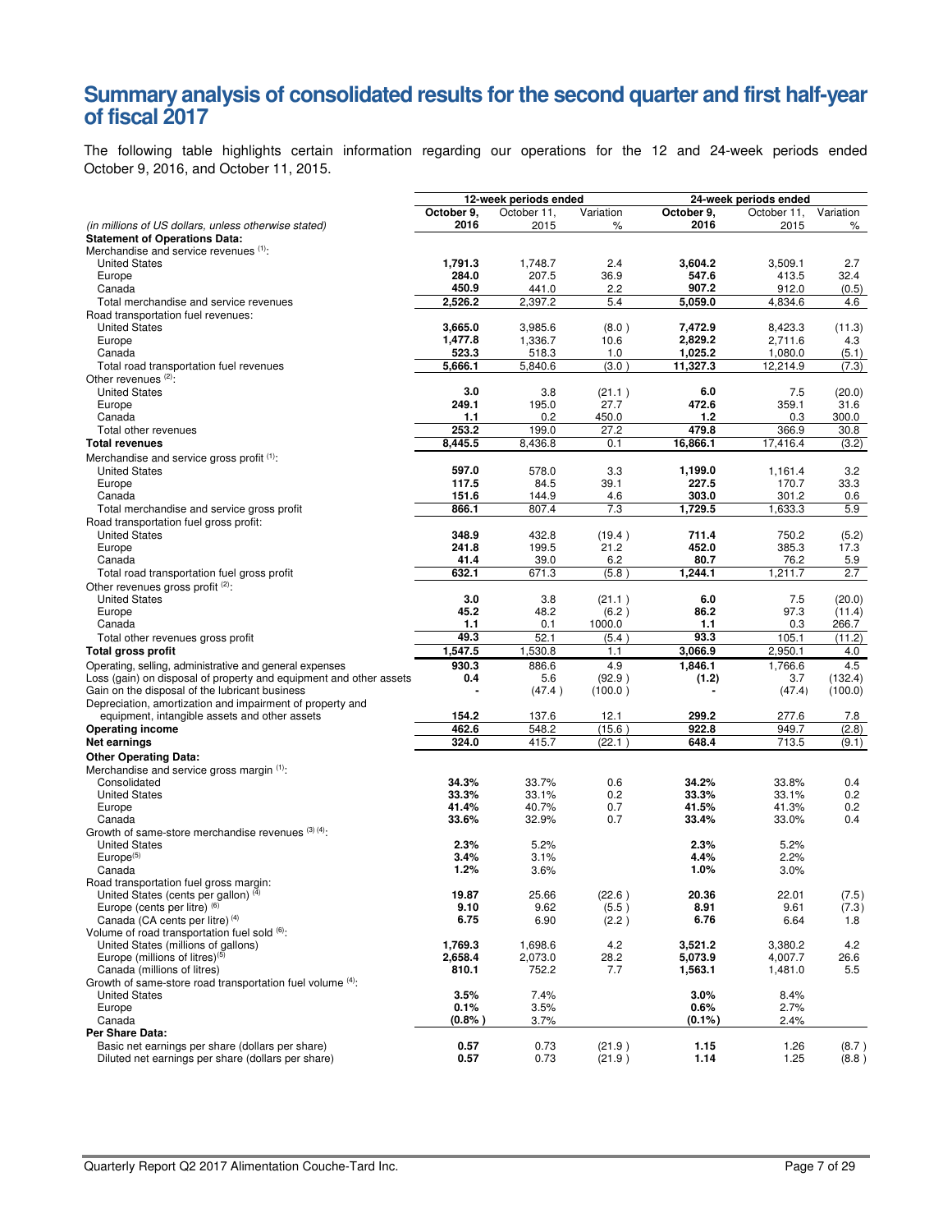# Summary analysis of consolidated results for the second quarter and first half-year of fiscal 2017

The following table highlights certain information regarding our operations for the 12 and 24-week periods ended October 9, 2016, and October 11, 2015.

| (in millions of US dollars, unless otherwise stated) | 12-week periods ended | | | 24-week periods ended | | |
|---|---|---|---|---|---|---|
| | **October 9, 2016** | October 11, 2015 | Variation % | **October 9, 2016** | October 11, 2015 | Variation % |
| **Statement of Operations Data:** | | | | | | |
| Merchandise and service revenues (1): | | | | | | |
| United States | **1,791.3** | 1,748.7 | 2.4 | **3,604.2** | 3,509.1 | 2.7 |
| Europe | **284.0** | 207.5 | 36.9 | **547.6** | 413.5 | 32.4 |
| Canada | **450.9** | 441.0 | 2.2 | **907.2** | 912.0 | (0.5) |
| Total merchandise and service revenues | **2,526.2** | 2,397.2 | 5.4 | **5,059.0** | 4,834.6 | 4.6 |
| Road transportation fuel revenues: | | | | | | |
| United States | **3,665.0** | 3,985.6 | (8.0) | **7,472.9** | 8,423.3 | (11.3) |
| Europe | **1,477.8** | 1,336.7 | 10.6 | **2,829.2** | 2,711.6 | 4.3 |
| Canada | **523.3** | 518.3 | 1.0 | **1,025.2** | 1,080.0 | (5.1) |
| Total road transportation fuel revenues | **5,666.1** | 5,840.6 | (3.0) | **11,327.3** | 12,214.9 | (7.3) |
| Other revenues (2): | | | | | | |
| United States | **3.0** | 3.8 | (21.1) | **6.0** | 7.5 | (20.0) |
| Europe | **249.1** | 195.0 | 27.7 | **472.6** | 359.1 | 31.6 |
| Canada | **1.1** | 0.2 | 450.0 | **1.2** | 0.3 | 300.0 |
| Total other revenues | **253.2** | 199.0 | 27.2 | **479.8** | 366.9 | 30.8 |
| **Total revenues** | **8,445.5** | 8,436.8 | 0.1 | **16,866.1** | 17,416.4 | (3.2) |
| Merchandise and service gross profit (1): | | | | | | |
| United States | **597.0** | 578.0 | 3.3 | **1,199.0** | 1,161.4 | 3.2 |
| Europe | **117.5** | 84.5 | 39.1 | **227.5** | 170.7 | 33.3 |
| Canada | **151.6** | 144.9 | 4.6 | **303.0** | 301.2 | 0.6 |
| Total merchandise and service gross profit | **866.1** | 807.4 | 7.3 | **1,729.5** | 1,633.3 | 5.9 |
| Road transportation fuel gross profit: | | | | | | |
| United States | **348.9** | 432.8 | (19.4) | **711.4** | 750.2 | (5.2) |
| Europe | **241.8** | 199.5 | 21.2 | **452.0** | 385.3 | 17.3 |
| Canada | **41.4** | 39.0 | 6.2 | **80.7** | 76.2 | 5.9 |
| Total road transportation fuel gross profit | **632.1** | 671.3 | (5.8) | **1,244.1** | 1,211.7 | 2.7 |
| Other revenues gross profit (2): | | | | | | |
| United States | **3.0** | 3.8 | (21.1) | **6.0** | 7.5 | (20.0) |
| Europe | **45.2** | 48.2 | (6.2) | **86.2** | 97.3 | (11.4) |
| Canada | **1.1** | 0.1 | 1000.0 | **1.1** | 0.3 | 266.7 |
| Total other revenues gross profit | **49.3** | 52.1 | (5.4) | **93.3** | 105.1 | (11.2) |
| **Total gross profit** | **1,547.5** | 1,530.8 | 1.1 | **3,066.9** | 2,950.1 | 4.0 |
| Operating, selling, administrative and general expenses | **930.3** | 886.6 | 4.9 | **1,846.1** | 1,766.6 | 4.5 |
| Loss (gain) on disposal of property and equipment and other assets | **0.4** | 5.6 | (92.9) | **(1.2)** | 3.7 | (132.4) |
| Gain on the disposal of the lubricant business | **-** | (47.4) | (100.0) | **-** | (47.4) | (100.0) |
| Depreciation, amortization and impairment of property and equipment, intangible assets and other assets | **154.2** | 137.6 | 12.1 | **299.2** | 277.6 | 7.8 |
| **Operating income** | **462.6** | 548.2 | (15.6) | **922.8** | 949.7 | (2.8) |
| **Net earnings** | **324.0** | 415.7 | (22.1) | **648.4** | 713.5 | (9.1) |
| **Other Operating Data:** | | | | | | |
| Merchandise and service gross margin (1): | | | | | | |
| Consolidated | **34.3%** | 33.7% | 0.6 | **34.2%** | 33.8% | 0.4 |
| United States | **33.3%** | 33.1% | 0.2 | **33.3%** | 33.1% | 0.2 |
| Europe | **41.4%** | 40.7% | 0.7 | **41.5%** | 41.3% | 0.2 |
| Canada | **33.6%** | 32.9% | 0.7 | **33.4%** | 33.0% | 0.4 |
| Growth of same-store merchandise revenues (3) (4): | | | | | | |
| United States | **2.3%** | 5.2% | | **2.3%** | 5.2% | |
| Europe(5) | **3.4%** | 3.1% | | **4.4%** | 2.2% | |
| Canada | **1.2%** | 3.6% | | **1.0%** | 3.0% | |
| Road transportation fuel gross margin: | | | | | | |
| United States (cents per gallon) (4) | **19.87** | 25.66 | (22.6) | **20.36** | 22.01 | (7.5) |
| Europe (cents per litre) (6) | **9.10** | 9.62 | (5.5) | **8.91** | 9.61 | (7.3) |
| Canada (CA cents per litre) (4) | **6.75** | 6.90 | (2.2) | **6.76** | 6.64 | 1.8 |
| Volume of road transportation fuel sold (6): | | | | | | |
| United States (millions of gallons) | **1,769.3** | 1,698.6 | 4.2 | **3,521.2** | 3,380.2 | 4.2 |
| Europe (millions of litres)(5) | **2,658.4** | 2,073.0 | 28.2 | **5,073.9** | 4,007.7 | 26.6 |
| Canada (millions of litres) | **810.1** | 752.2 | 7.7 | **1,563.1** | 1,481.0 | 5.5 |
| Growth of same-store road transportation fuel volume (4): | | | | | | |
| United States | **3.5%** | 7.4% | | **3.0%** | 8.4% | |
| Europe | **0.1%** | 3.5% | | **0.6%** | 2.7% | |
| Canada | **(0.8%)** | 3.7% | | **(0.1%)** | 2.4% | |
| **Per Share Data:** | | | | | | |
| Basic net earnings per share (dollars per share) | **0.57** | 0.73 | (21.9) | **1.15** | 1.26 | (8.7) |
| Diluted net earnings per share (dollars per share) | **0.57** | 0.73 | (21.9) | **1.14** | 1.25 | (8.8) |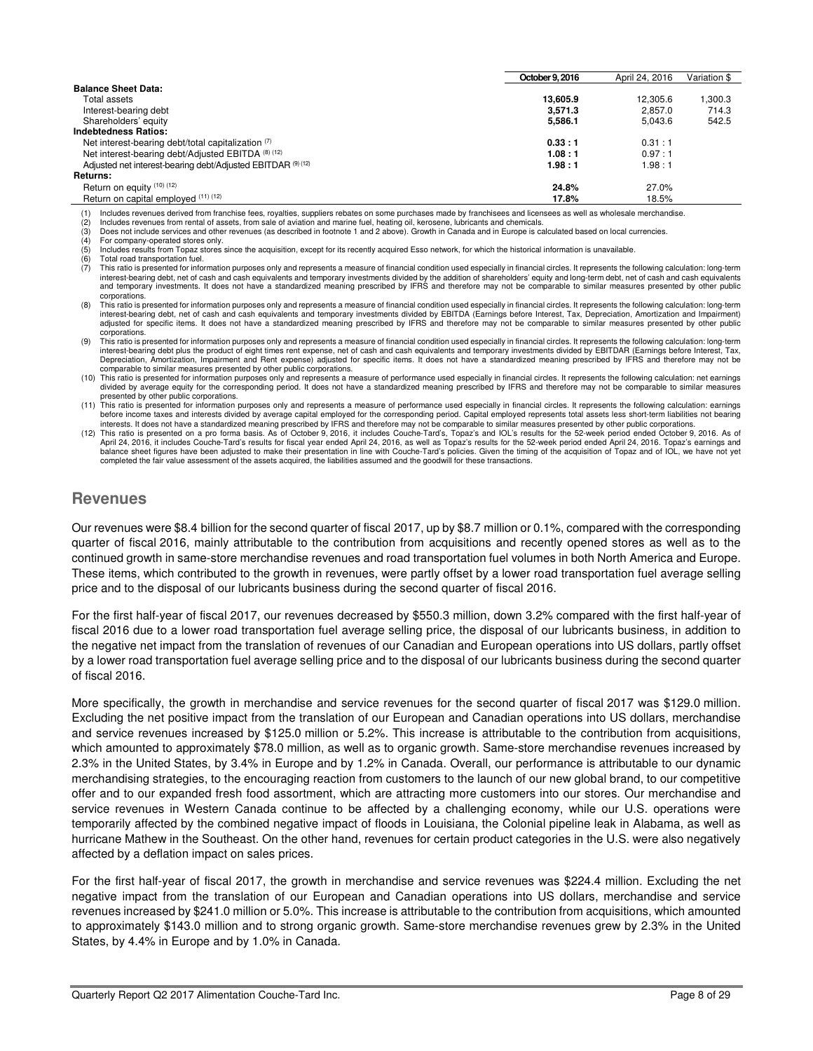| | October 9, 2016 | April 24, 2016 | Variation $ |
|---|---|---|---|
| **Balance Sheet Data:** | | | |
| Total assets | **13,605.9** | 12,305.6 | 1,300.3 |
| Interest-bearing debt | **3,571.3** | 2,857.0 | 714.3 |
| Shareholders' equity | **5,586.1** | 5,043.6 | 542.5 |
| **Indebtedness Ratios:** | | | |
| Net interest-bearing debt/total capitalization (7) | **0.33 : 1** | 0.31 : 1 | |
| Net interest-bearing debt/Adjusted EBITDA (8) (12) | **1.08 : 1** | 0.97 : 1 | |
| Adjusted net interest-bearing debt/Adjusted EBITDAR (9) (12) | **1.98 : 1** | 1.98 : 1 | |
| **Returns:** | | | |
| Return on equity (10) (12) | **24.8%** | 27.0% | |
| Return on capital employed (11) (12) | **17.8%** | 18.5% | |

(1) Includes revenues derived from franchise fees, royalties, suppliers rebates on some purchases made by franchisees and licensees as well as wholesale merchandise.
(2) Includes revenues from rental of assets, from sale of aviation and marine fuel, heating oil, kerosene, lubricants and chemicals.
(3) Does not include services and other revenues (as described in footnote 1 and 2 above). Growth in Canada and in Europe is calculated based on local currencies.
(4) For company-operated stores only.
(5) Includes results from Topaz stores since the acquisition, except for its recently acquired Esso network, for which the historical information is unavailable.
(6) Total road transportation fuel.
(7) This ratio is presented for information purposes only and represents a measure of financial condition used especially in financial circles. It represents the following calculation: long-term interest-bearing debt, net of cash and cash equivalents and temporary investments divided by the addition of shareholders' equity and long-term debt, net of cash and cash equivalents and temporary investments. It does not have a standardized meaning prescribed by IFRS and therefore may not be comparable to similar measures presented by other public corporations.
(8) This ratio is presented for information purposes only and represents a measure of financial condition used especially in financial circles. It represents the following calculation: long-term interest-bearing debt, net of cash and cash equivalents and temporary investments divided by EBITDA (Earnings before Interest, Tax, Depreciation, Amortization and Impairment) adjusted for specific items. It does not have a standardized meaning prescribed by IFRS and therefore may not be comparable to similar measures presented by other public corporations.
(9) This ratio is presented for information purposes only and represents a measure of financial condition used especially in financial circles. It represents the following calculation: long-term interest-bearing debt plus the product of eight times rent expense, net of cash and cash equivalents and temporary investments divided by EBITDAR (Earnings before Interest, Tax, Depreciation, Amortization, Impairment and Rent expense) adjusted for specific items. It does not have a standardized meaning prescribed by IFRS and therefore may not be comparable to similar measures presented by other public corporations.
(10) This ratio is presented for information purposes only and represents a measure of performance used especially in financial circles. It represents the following calculation: net earnings divided by average equity for the corresponding period. It does not have a standardized meaning prescribed by IFRS and therefore may not be comparable to similar measures presented by other public corporations.
(11) This ratio is presented for information purposes only and represents a measure of performance used especially in financial circles. It represents the following calculation: earnings before income taxes and interests divided by average capital employed for the corresponding period. Capital employed represents total assets less short-term liabilities not bearing interests. It does not have a standardized meaning prescribed by IFRS and therefore may not be comparable to similar measures presented by other public corporations.
(12) This ratio is presented on a pro forma basis. As of October 9, 2016, it includes Couche-Tard's, Topaz's and IOL's results for the 52-week period ended October 9, 2016. As of April 24, 2016, it includes Couche-Tard's results for fiscal year ended April 24, 2016, as well as Topaz's results for the 52-week period ended April 24, 2016. Topaz's earnings and balance sheet figures have been adjusted to make their presentation in line with Couche-Tard's policies. Given the timing of the acquisition of Topaz and of IOL, we have not yet completed the fair value assessment of the assets acquired, the liabilities assumed and the goodwill for these transactions.

## Revenues

Our revenues were $8.4 billion for the second quarter of fiscal 2017, up by $8.7 million or 0.1%, compared with the corresponding quarter of fiscal 2016, mainly attributable to the contribution from acquisitions and recently opened stores as well as to the continued growth in same-store merchandise revenues and road transportation fuel volumes in both North America and Europe. These items, which contributed to the growth in revenues, were partly offset by a lower road transportation fuel average selling price and to the disposal of our lubricants business during the second quarter of fiscal 2016.

For the first half-year of fiscal 2017, our revenues decreased by $550.3 million, down 3.2% compared with the first half-year of fiscal 2016 due to a lower road transportation fuel average selling price, the disposal of our lubricants business, in addition to the negative net impact from the translation of revenues of our Canadian and European operations into US dollars, partly offset by a lower road transportation fuel average selling price and to the disposal of our lubricants business during the second quarter of fiscal 2016.

More specifically, the growth in merchandise and service revenues for the second quarter of fiscal 2017 was $129.0 million. Excluding the net positive impact from the translation of our European and Canadian operations into US dollars, merchandise and service revenues increased by $125.0 million or 5.2%. This increase is attributable to the contribution from acquisitions, which amounted to approximately $78.0 million, as well as to organic growth. Same-store merchandise revenues increased by 2.3% in the United States, by 3.4% in Europe and by 1.2% in Canada. Overall, our performance is attributable to our dynamic merchandising strategies, to the encouraging reaction from customers to the launch of our new global brand, to our competitive offer and to our expanded fresh food assortment, which are attracting more customers into our stores. Our merchandise and service revenues in Western Canada continue to be affected by a challenging economy, while our U.S. operations were temporarily affected by the combined negative impact of floods in Louisiana, the Colonial pipeline leak in Alabama, as well as hurricane Mathew in the Southeast. On the other hand, revenues for certain product categories in the U.S. were also negatively affected by a deflation impact on sales prices.

For the first half-year of fiscal 2017, the growth in merchandise and service revenues was $224.4 million. Excluding the net negative impact from the translation of our European and Canadian operations into US dollars, merchandise and service revenues increased by $241.0 million or 5.0%. This increase is attributable to the contribution from acquisitions, which amounted to approximately $143.0 million and to strong organic growth. Same-store merchandise revenues grew by 2.3% in the United States, by 4.4% in Europe and by 1.0% in Canada.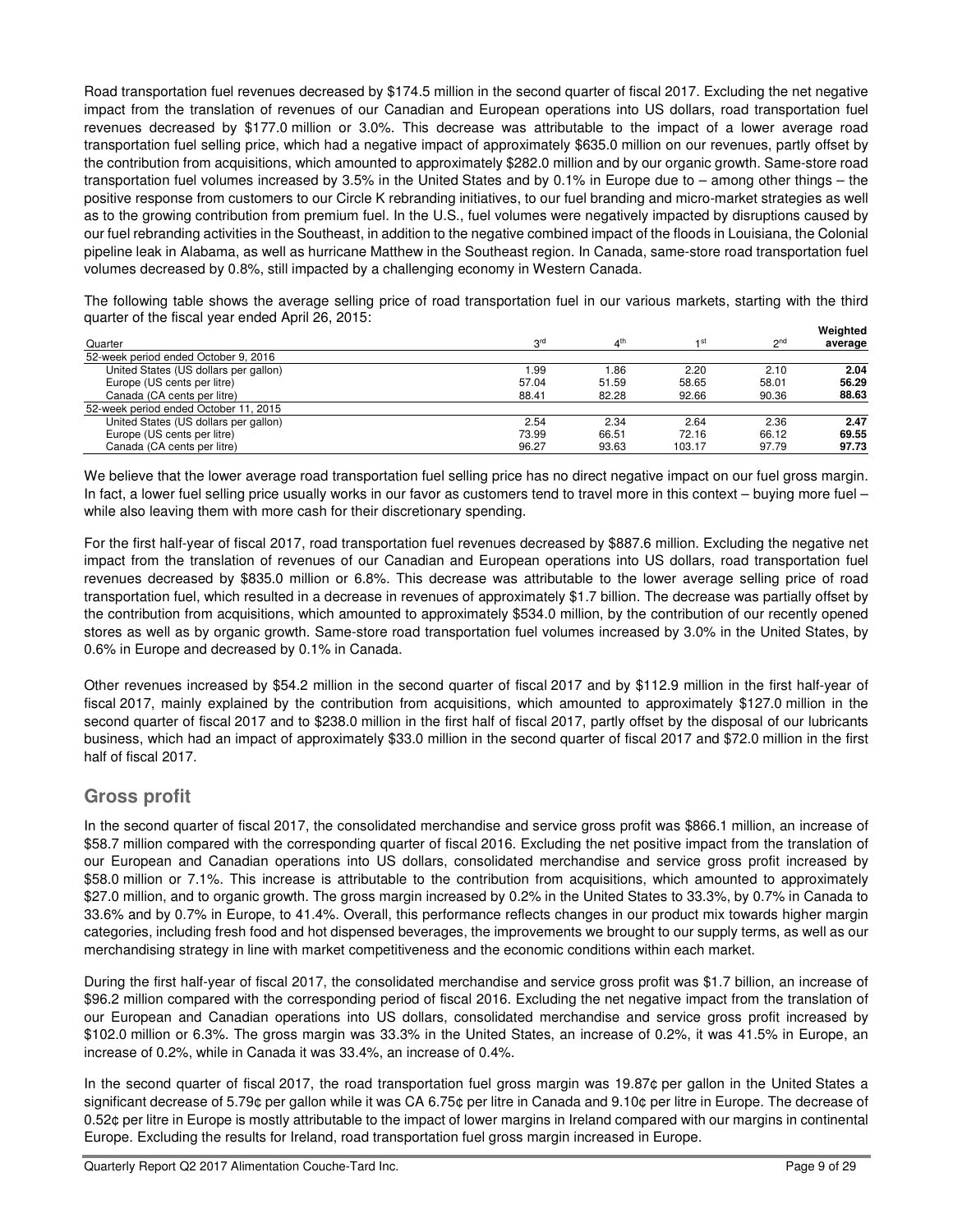Road transportation fuel revenues decreased by $174.5 million in the second quarter of fiscal 2017. Excluding the net negative impact from the translation of revenues of our Canadian and European operations into US dollars, road transportation fuel revenues decreased by $177.0 million or 3.0%. This decrease was attributable to the impact of a lower average road transportation fuel selling price, which had a negative impact of approximately $635.0 million on our revenues, partly offset by the contribution from acquisitions, which amounted to approximately $282.0 million and by our organic growth. Same-store road transportation fuel volumes increased by 3.5% in the United States and by 0.1% in Europe due to – among other things – the positive response from customers to our Circle K rebranding initiatives, to our fuel branding and micro-market strategies as well as to the growing contribution from premium fuel. In the U.S., fuel volumes were negatively impacted by disruptions caused by our fuel rebranding activities in the Southeast, in addition to the negative combined impact of the floods in Louisiana, the Colonial pipeline leak in Alabama, as well as hurricane Matthew in the Southeast region. In Canada, same-store road transportation fuel volumes decreased by 0.8%, still impacted by a challenging economy in Western Canada.

The following table shows the average selling price of road transportation fuel in our various markets, starting with the third quarter of the fiscal year ended April 26, 2015:

| Quarter | 3rd | 4th | 1st | 2nd | Weighted average |
|---|---|---|---|---|---|
| 52-week period ended October 9, 2016 | | | | | |
| United States (US dollars per gallon) | 1.99 | 1.86 | 2.20 | 2.10 | **2.04** |
| Europe (US cents per litre) | 57.04 | 51.59 | 58.65 | 58.01 | **56.29** |
| Canada (CA cents per litre) | 88.41 | 82.28 | 92.66 | 90.36 | **88.63** |
| 52-week period ended October 11, 2015 | | | | | |
| United States (US dollars per gallon) | 2.54 | 2.34 | 2.64 | 2.36 | **2.47** |
| Europe (US cents per litre) | 73.99 | 66.51 | 72.16 | 66.12 | **69.55** |
| Canada (CA cents per litre) | 96.27 | 93.63 | 103.17 | 97.79 | **97.73** |

We believe that the lower average road transportation fuel selling price has no direct negative impact on our fuel gross margin. In fact, a lower fuel selling price usually works in our favor as customers tend to travel more in this context – buying more fuel – while also leaving them with more cash for their discretionary spending.

For the first half-year of fiscal 2017, road transportation fuel revenues decreased by $887.6 million. Excluding the negative net impact from the translation of revenues of our Canadian and European operations into US dollars, road transportation fuel revenues decreased by $835.0 million or 6.8%. This decrease was attributable to the lower average selling price of road transportation fuel, which resulted in a decrease in revenues of approximately $1.7 billion. The decrease was partially offset by the contribution from acquisitions, which amounted to approximately $534.0 million, by the contribution of our recently opened stores as well as by organic growth. Same-store road transportation fuel volumes increased by 3.0% in the United States, by 0.6% in Europe and decreased by 0.1% in Canada.

Other revenues increased by $54.2 million in the second quarter of fiscal 2017 and by $112.9 million in the first half-year of fiscal 2017, mainly explained by the contribution from acquisitions, which amounted to approximately $127.0 million in the second quarter of fiscal 2017 and to $238.0 million in the first half of fiscal 2017, partly offset by the disposal of our lubricants business, which had an impact of approximately $33.0 million in the second quarter of fiscal 2017 and $72.0 million in the first half of fiscal 2017.

## Gross profit

In the second quarter of fiscal 2017, the consolidated merchandise and service gross profit was $866.1 million, an increase of $58.7 million compared with the corresponding quarter of fiscal 2016. Excluding the net positive impact from the translation of our European and Canadian operations into US dollars, consolidated merchandise and service gross profit increased by $58.0 million or 7.1%. This increase is attributable to the contribution from acquisitions, which amounted to approximately $27.0 million, and to organic growth. The gross margin increased by 0.2% in the United States to 33.3%, by 0.7% in Canada to 33.6% and by 0.7% in Europe, to 41.4%. Overall, this performance reflects changes in our product mix towards higher margin categories, including fresh food and hot dispensed beverages, the improvements we brought to our supply terms, as well as our merchandising strategy in line with market competitiveness and the economic conditions within each market.

During the first half-year of fiscal 2017, the consolidated merchandise and service gross profit was $1.7 billion, an increase of $96.2 million compared with the corresponding period of fiscal 2016. Excluding the net negative impact from the translation of our European and Canadian operations into US dollars, consolidated merchandise and service gross profit increased by $102.0 million or 6.3%. The gross margin was 33.3% in the United States, an increase of 0.2%, it was 41.5% in Europe, an increase of 0.2%, while in Canada it was 33.4%, an increase of 0.4%.

In the second quarter of fiscal 2017, the road transportation fuel gross margin was 19.87¢ per gallon in the United States a significant decrease of 5.79¢ per gallon while it was CA 6.75¢ per litre in Canada and 9.10¢ per litre in Europe. The decrease of 0.52¢ per litre in Europe is mostly attributable to the impact of lower margins in Ireland compared with our margins in continental Europe. Excluding the results for Ireland, road transportation fuel gross margin increased in Europe.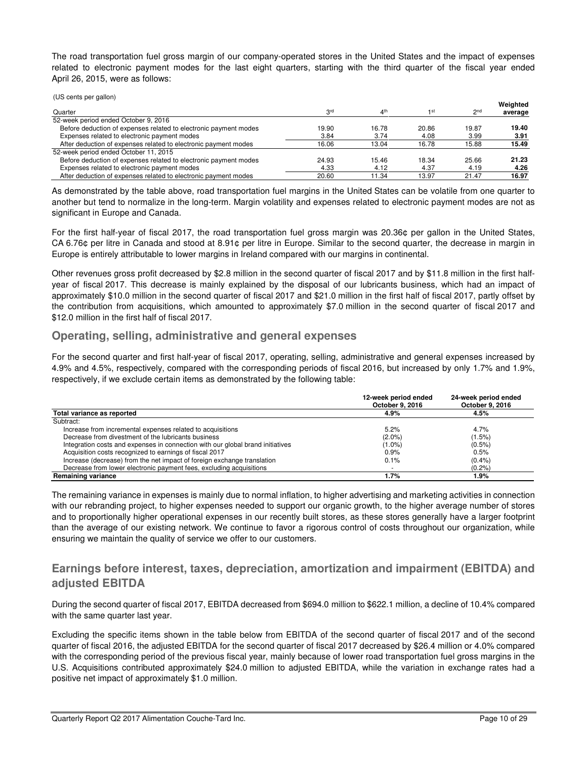The road transportation fuel gross margin of our company-operated stores in the United States and the impact of expenses related to electronic payment modes for the last eight quarters, starting with the third quarter of the fiscal year ended April 26, 2015, were as follows:

(US cents per gallon)

| Quarter | 3rd | 4th | 1st | 2nd | Weighted average |
|---|---|---|---|---|---|
| 52-week period ended October 9, 2016 | | | | | |
| Before deduction of expenses related to electronic payment modes | 19.90 | 16.78 | 20.86 | 19.87 | **19.40** |
| Expenses related to electronic payment modes | 3.84 | 3.74 | 4.08 | 3.99 | **3.91** |
| After deduction of expenses related to electronic payment modes | 16.06 | 13.04 | 16.78 | 15.88 | **15.49** |
| 52-week period ended October 11, 2015 | | | | | |
| Before deduction of expenses related to electronic payment modes | 24.93 | 15.46 | 18.34 | 25.66 | **21.23** |
| Expenses related to electronic payment modes | 4.33 | 4.12 | 4.37 | 4.19 | **4.26** |
| After deduction of expenses related to electronic payment modes | 20.60 | 11.34 | 13.97 | 21.47 | **16.97** |

As demonstrated by the table above, road transportation fuel margins in the United States can be volatile from one quarter to another but tend to normalize in the long-term. Margin volatility and expenses related to electronic payment modes are not as significant in Europe and Canada.

For the first half-year of fiscal 2017, the road transportation fuel gross margin was 20.36¢ per gallon in the United States, CA 6.76¢ per litre in Canada and stood at 8.91¢ per litre in Europe. Similar to the second quarter, the decrease in margin in Europe is entirely attributable to lower margins in Ireland compared with our margins in continental.

Other revenues gross profit decreased by $2.8 million in the second quarter of fiscal 2017 and by $11.8 million in the first half-year of fiscal 2017. This decrease is mainly explained by the disposal of our lubricants business, which had an impact of approximately $10.0 million in the second quarter of fiscal 2017 and $21.0 million in the first half of fiscal 2017, partly offset by the contribution from acquisitions, which amounted to approximately $7.0 million in the second quarter of fiscal 2017 and $12.0 million in the first half of fiscal 2017.

## Operating, selling, administrative and general expenses

For the second quarter and first half-year of fiscal 2017, operating, selling, administrative and general expenses increased by 4.9% and 4.5%, respectively, compared with the corresponding periods of fiscal 2016, but increased by only 1.7% and 1.9%, respectively, if we exclude certain items as demonstrated by the following table:

| | 12-week period ended October 9, 2016 | 24-week period ended October 9, 2016 |
|---|---|---|
| **Total variance as reported** | **4.9%** | **4.5%** |
| Subtract: | | |
| Increase from incremental expenses related to acquisitions | 5.2% | 4.7% |
| Decrease from divestment of the lubricants business | (2.0%) | (1.5%) |
| Integration costs and expenses in connection with our global brand initiatives | (1.0%) | (0.5%) |
| Acquisition costs recognized to earnings of fiscal 2017 | 0.9% | 0.5% |
| Increase (decrease) from the net impact of foreign exchange translation | 0.1% | (0.4%) |
| Decrease from lower electronic payment fees, excluding acquisitions | - | (0.2%) |
| **Remaining variance** | **1.7%** | **1.9%** |

The remaining variance in expenses is mainly due to normal inflation, to higher advertising and marketing activities in connection with our rebranding project, to higher expenses needed to support our organic growth, to the higher average number of stores and to proportionally higher operational expenses in our recently built stores, as these stores generally have a larger footprint than the average of our existing network. We continue to favor a rigorous control of costs throughout our organization, while ensuring we maintain the quality of service we offer to our customers.

## Earnings before interest, taxes, depreciation, amortization and impairment (EBITDA) and adjusted EBITDA

During the second quarter of fiscal 2017, EBITDA decreased from $694.0 million to $622.1 million, a decline of 10.4% compared with the same quarter last year.

Excluding the specific items shown in the table below from EBITDA of the second quarter of fiscal 2017 and of the second quarter of fiscal 2016, the adjusted EBITDA for the second quarter of fiscal 2017 decreased by $26.4 million or 4.0% compared with the corresponding period of the previous fiscal year, mainly because of lower road transportation fuel gross margins in the U.S. Acquisitions contributed approximately $24.0 million to adjusted EBITDA, while the variation in exchange rates had a positive net impact of approximately $1.0 million.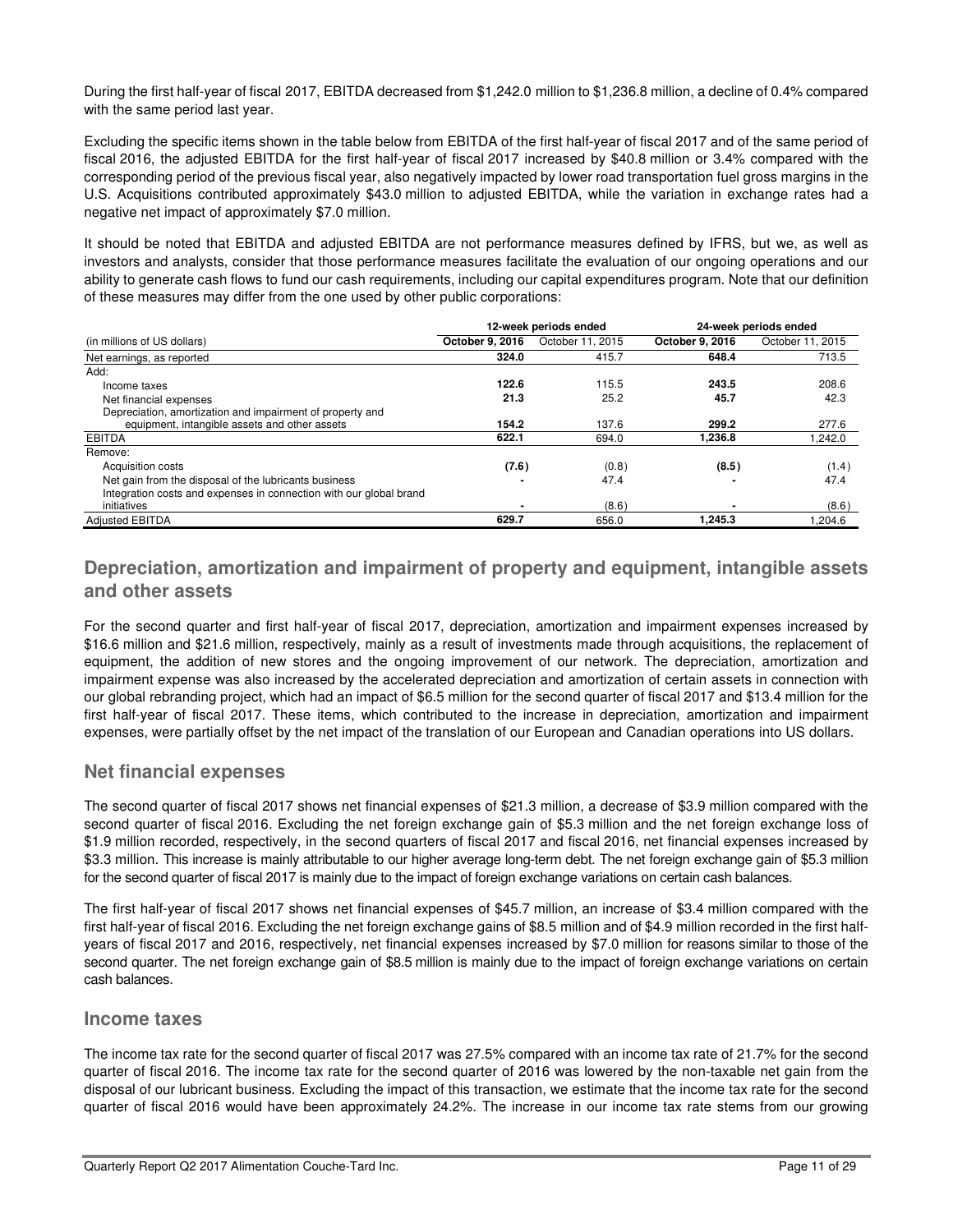During the first half-year of fiscal 2017, EBITDA decreased from $1,242.0 million to $1,236.8 million, a decline of 0.4% compared with the same period last year.

Excluding the specific items shown in the table below from EBITDA of the first half-year of fiscal 2017 and of the same period of fiscal 2016, the adjusted EBITDA for the first half-year of fiscal 2017 increased by $40.8 million or 3.4% compared with the corresponding period of the previous fiscal year, also negatively impacted by lower road transportation fuel gross margins in the U.S. Acquisitions contributed approximately $43.0 million to adjusted EBITDA, while the variation in exchange rates had a negative net impact of approximately $7.0 million.

It should be noted that EBITDA and adjusted EBITDA are not performance measures defined by IFRS, but we, as well as investors and analysts, consider that those performance measures facilitate the evaluation of our ongoing operations and our ability to generate cash flows to fund our cash requirements, including our capital expenditures program. Note that our definition of these measures may differ from the one used by other public corporations:

| | 12-week periods ended | | 24-week periods ended | |
|---|---|---|---|---|
| (in millions of US dollars) | **October 9, 2016** | October 11, 2015 | **October 9, 2016** | October 11, 2015 |
| Net earnings, as reported | **324.0** | 415.7 | **648.4** | 713.5 |
| Add: | | | | |
| Income taxes | **122.6** | 115.5 | **243.5** | 208.6 |
| Net financial expenses | **21.3** | 25.2 | **45.7** | 42.3 |
| Depreciation, amortization and impairment of property and equipment, intangible assets and other assets | **154.2** | 137.6 | **299.2** | 277.6 |
| EBITDA | **622.1** | 694.0 | **1,236.8** | 1,242.0 |
| Remove: | | | | |
| Acquisition costs | **(7.6)** | (0.8) | **(8.5)** | (1.4) |
| Net gain from the disposal of the lubricants business | **-** | 47.4 | **-** | 47.4 |
| Integration costs and expenses in connection with our global brand initiatives | **-** | (8.6) | **-** | (8.6) |
| Adjusted EBITDA | **629.7** | 656.0 | **1,245.3** | 1,204.6 |

## Depreciation, amortization and impairment of property and equipment, intangible assets and other assets

For the second quarter and first half-year of fiscal 2017, depreciation, amortization and impairment expenses increased by $16.6 million and $21.6 million, respectively, mainly as a result of investments made through acquisitions, the replacement of equipment, the addition of new stores and the ongoing improvement of our network. The depreciation, amortization and impairment expense was also increased by the accelerated depreciation and amortization of certain assets in connection with our global rebranding project, which had an impact of $6.5 million for the second quarter of fiscal 2017 and $13.4 million for the first half-year of fiscal 2017. These items, which contributed to the increase in depreciation, amortization and impairment expenses, were partially offset by the net impact of the translation of our European and Canadian operations into US dollars.

## Net financial expenses

The second quarter of fiscal 2017 shows net financial expenses of $21.3 million, a decrease of $3.9 million compared with the second quarter of fiscal 2016. Excluding the net foreign exchange gain of $5.3 million and the net foreign exchange loss of $1.9 million recorded, respectively, in the second quarters of fiscal 2017 and fiscal 2016, net financial expenses increased by $3.3 million. This increase is mainly attributable to our higher average long-term debt. The net foreign exchange gain of $5.3 million for the second quarter of fiscal 2017 is mainly due to the impact of foreign exchange variations on certain cash balances.

The first half-year of fiscal 2017 shows net financial expenses of $45.7 million, an increase of $3.4 million compared with the first half-year of fiscal 2016. Excluding the net foreign exchange gains of $8.5 million and of $4.9 million recorded in the first half-years of fiscal 2017 and 2016, respectively, net financial expenses increased by $7.0 million for reasons similar to those of the second quarter. The net foreign exchange gain of $8.5 million is mainly due to the impact of foreign exchange variations on certain cash balances.

## Income taxes

The income tax rate for the second quarter of fiscal 2017 was 27.5% compared with an income tax rate of 21.7% for the second quarter of fiscal 2016. The income tax rate for the second quarter of 2016 was lowered by the non-taxable net gain from the disposal of our lubricant business. Excluding the impact of this transaction, we estimate that the income tax rate for the second quarter of fiscal 2016 would have been approximately 24.2%. The increase in our income tax rate stems from our growing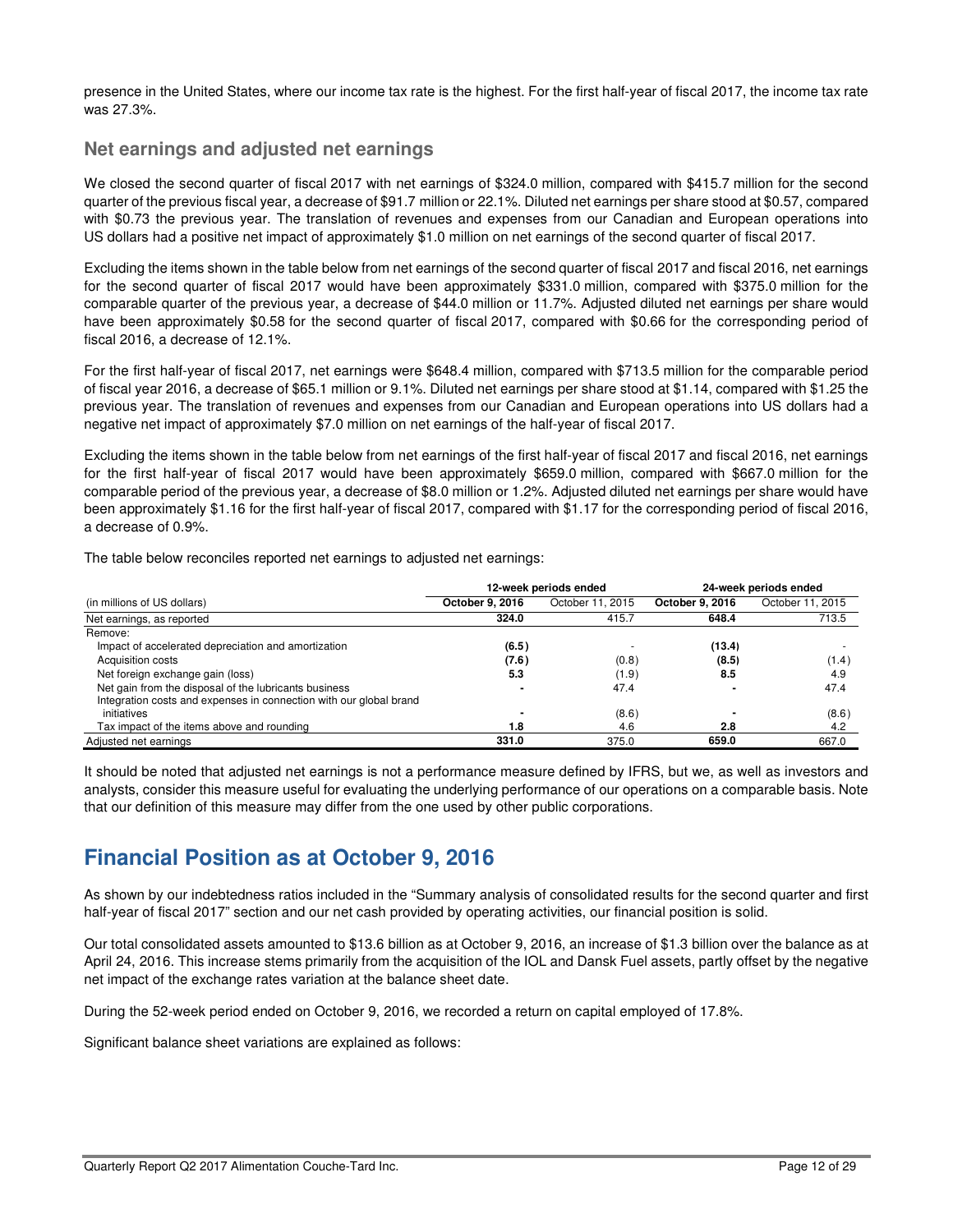presence in the United States, where our income tax rate is the highest. For the first half-year of fiscal 2017, the income tax rate was 27.3%.

## Net earnings and adjusted net earnings

We closed the second quarter of fiscal 2017 with net earnings of $324.0 million, compared with $415.7 million for the second quarter of the previous fiscal year, a decrease of $91.7 million or 22.1%. Diluted net earnings per share stood at $0.57, compared with $0.73 the previous year. The translation of revenues and expenses from our Canadian and European operations into US dollars had a positive net impact of approximately $1.0 million on net earnings of the second quarter of fiscal 2017.

Excluding the items shown in the table below from net earnings of the second quarter of fiscal 2017 and fiscal 2016, net earnings for the second quarter of fiscal 2017 would have been approximately $331.0 million, compared with $375.0 million for the comparable quarter of the previous year, a decrease of $44.0 million or 11.7%. Adjusted diluted net earnings per share would have been approximately $0.58 for the second quarter of fiscal 2017, compared with $0.66 for the corresponding period of fiscal 2016, a decrease of 12.1%.

For the first half-year of fiscal 2017, net earnings were $648.4 million, compared with $713.5 million for the comparable period of fiscal year 2016, a decrease of $65.1 million or 9.1%. Diluted net earnings per share stood at $1.14, compared with $1.25 the previous year. The translation of revenues and expenses from our Canadian and European operations into US dollars had a negative net impact of approximately $7.0 million on net earnings of the half-year of fiscal 2017.

Excluding the items shown in the table below from net earnings of the first half-year of fiscal 2017 and fiscal 2016, net earnings for the first half-year of fiscal 2017 would have been approximately $659.0 million, compared with $667.0 million for the comparable period of the previous year, a decrease of $8.0 million or 1.2%. Adjusted diluted net earnings per share would have been approximately $1.16 for the first half-year of fiscal 2017, compared with $1.17 for the corresponding period of fiscal 2016, a decrease of 0.9%.

The table below reconciles reported net earnings to adjusted net earnings:

| | 12-week periods ended | | 24-week periods ended | |
|---|---|---|---|---|
| (in millions of US dollars) | **October 9, 2016** | October 11, 2015 | **October 9, 2016** | October 11, 2015 |
| Net earnings, as reported | **324.0** | 415.7 | **648.4** | 713.5 |
| Remove: | | | | |
| Impact of accelerated depreciation and amortization | **(6.5)** | - | **(13.4)** | - |
| Acquisition costs | **(7.6)** | (0.8) | **(8.5)** | (1.4) |
| Net foreign exchange gain (loss) | **5.3** | (1.9) | **8.5** | 4.9 |
| Net gain from the disposal of the lubricants business | **-** | 47.4 | **-** | 47.4 |
| Integration costs and expenses in connection with our global brand initiatives | **-** | (8.6) | **-** | (8.6) |
| Tax impact of the items above and rounding | **1.8** | 4.6 | **2.8** | 4.2 |
| Adjusted net earnings | **331.0** | 375.0 | **659.0** | 667.0 |

It should be noted that adjusted net earnings is not a performance measure defined by IFRS, but we, as well as investors and analysts, consider this measure useful for evaluating the underlying performance of our operations on a comparable basis. Note that our definition of this measure may differ from the one used by other public corporations.

# Financial Position as at October 9, 2016

As shown by our indebtedness ratios included in the "Summary analysis of consolidated results for the second quarter and first half-year of fiscal 2017" section and our net cash provided by operating activities, our financial position is solid.

Our total consolidated assets amounted to $13.6 billion as at October 9, 2016, an increase of $1.3 billion over the balance as at April 24, 2016. This increase stems primarily from the acquisition of the IOL and Dansk Fuel assets, partly offset by the negative net impact of the exchange rates variation at the balance sheet date.

During the 52-week period ended on October 9, 2016, we recorded a return on capital employed of 17.8%.

Significant balance sheet variations are explained as follows: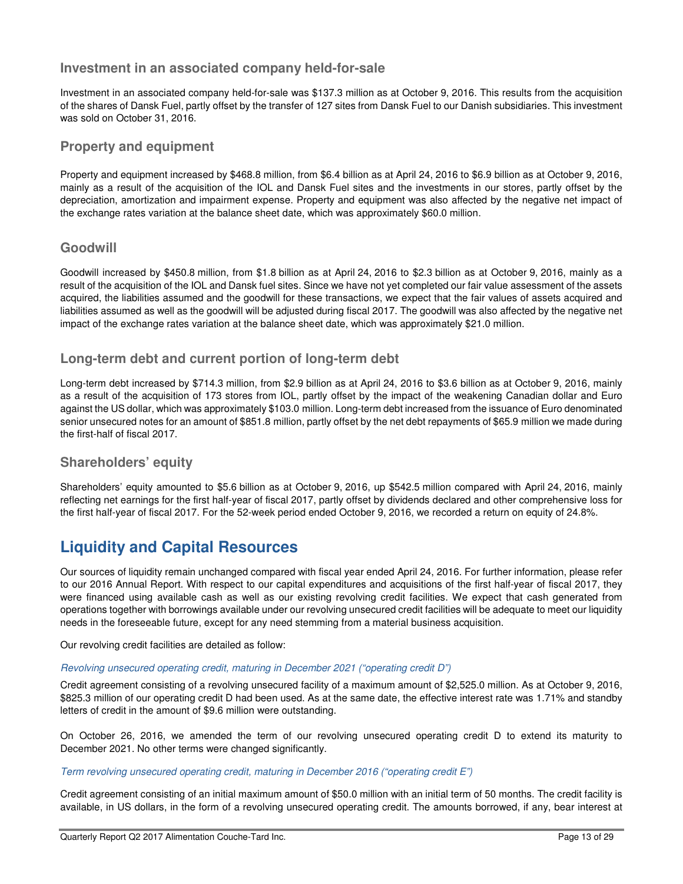## Investment in an associated company held-for-sale

Investment in an associated company held-for-sale was $137.3 million as at October 9, 2016. This results from the acquisition of the shares of Dansk Fuel, partly offset by the transfer of 127 sites from Dansk Fuel to our Danish subsidiaries. This investment was sold on October 31, 2016.

## Property and equipment

Property and equipment increased by $468.8 million, from $6.4 billion as at April 24, 2016 to $6.9 billion as at October 9, 2016, mainly as a result of the acquisition of the IOL and Dansk Fuel sites and the investments in our stores, partly offset by the depreciation, amortization and impairment expense. Property and equipment was also affected by the negative net impact of the exchange rates variation at the balance sheet date, which was approximately $60.0 million.

## Goodwill

Goodwill increased by $450.8 million, from $1.8 billion as at April 24, 2016 to $2.3 billion as at October 9, 2016, mainly as a result of the acquisition of the IOL and Dansk fuel sites. Since we have not yet completed our fair value assessment of the assets acquired, the liabilities assumed and the goodwill for these transactions, we expect that the fair values of assets acquired and liabilities assumed as well as the goodwill will be adjusted during fiscal 2017. The goodwill was also affected by the negative net impact of the exchange rates variation at the balance sheet date, which was approximately $21.0 million.

## Long-term debt and current portion of long-term debt

Long-term debt increased by $714.3 million, from $2.9 billion as at April 24, 2016 to $3.6 billion as at October 9, 2016, mainly as a result of the acquisition of 173 stores from IOL, partly offset by the impact of the weakening Canadian dollar and Euro against the US dollar, which was approximately $103.0 million. Long-term debt increased from the issuance of Euro denominated senior unsecured notes for an amount of $851.8 million, partly offset by the net debt repayments of $65.9 million we made during the first-half of fiscal 2017.

## Shareholders' equity

Shareholders' equity amounted to $5.6 billion as at October 9, 2016, up $542.5 million compared with April 24, 2016, mainly reflecting net earnings for the first half-year of fiscal 2017, partly offset by dividends declared and other comprehensive loss for the first half-year of fiscal 2017. For the 52-week period ended October 9, 2016, we recorded a return on equity of 24.8%.

# Liquidity and Capital Resources

Our sources of liquidity remain unchanged compared with fiscal year ended April 24, 2016. For further information, please refer to our 2016 Annual Report. With respect to our capital expenditures and acquisitions of the first half-year of fiscal 2017, they were financed using available cash as well as our existing revolving credit facilities. We expect that cash generated from operations together with borrowings available under our revolving unsecured credit facilities will be adequate to meet our liquidity needs in the foreseeable future, except for any need stemming from a material business acquisition.

Our revolving credit facilities are detailed as follow:

*Revolving unsecured operating credit, maturing in December 2021 ("operating credit D")*

Credit agreement consisting of a revolving unsecured facility of a maximum amount of $2,525.0 million. As at October 9, 2016, $825.3 million of our operating credit D had been used. As at the same date, the effective interest rate was 1.71% and standby letters of credit in the amount of $9.6 million were outstanding.

On October 26, 2016, we amended the term of our revolving unsecured operating credit D to extend its maturity to December 2021. No other terms were changed significantly.

*Term revolving unsecured operating credit, maturing in December 2016 ("operating credit E")*

Credit agreement consisting of an initial maximum amount of $50.0 million with an initial term of 50 months. The credit facility is available, in US dollars, in the form of a revolving unsecured operating credit. The amounts borrowed, if any, bear interest at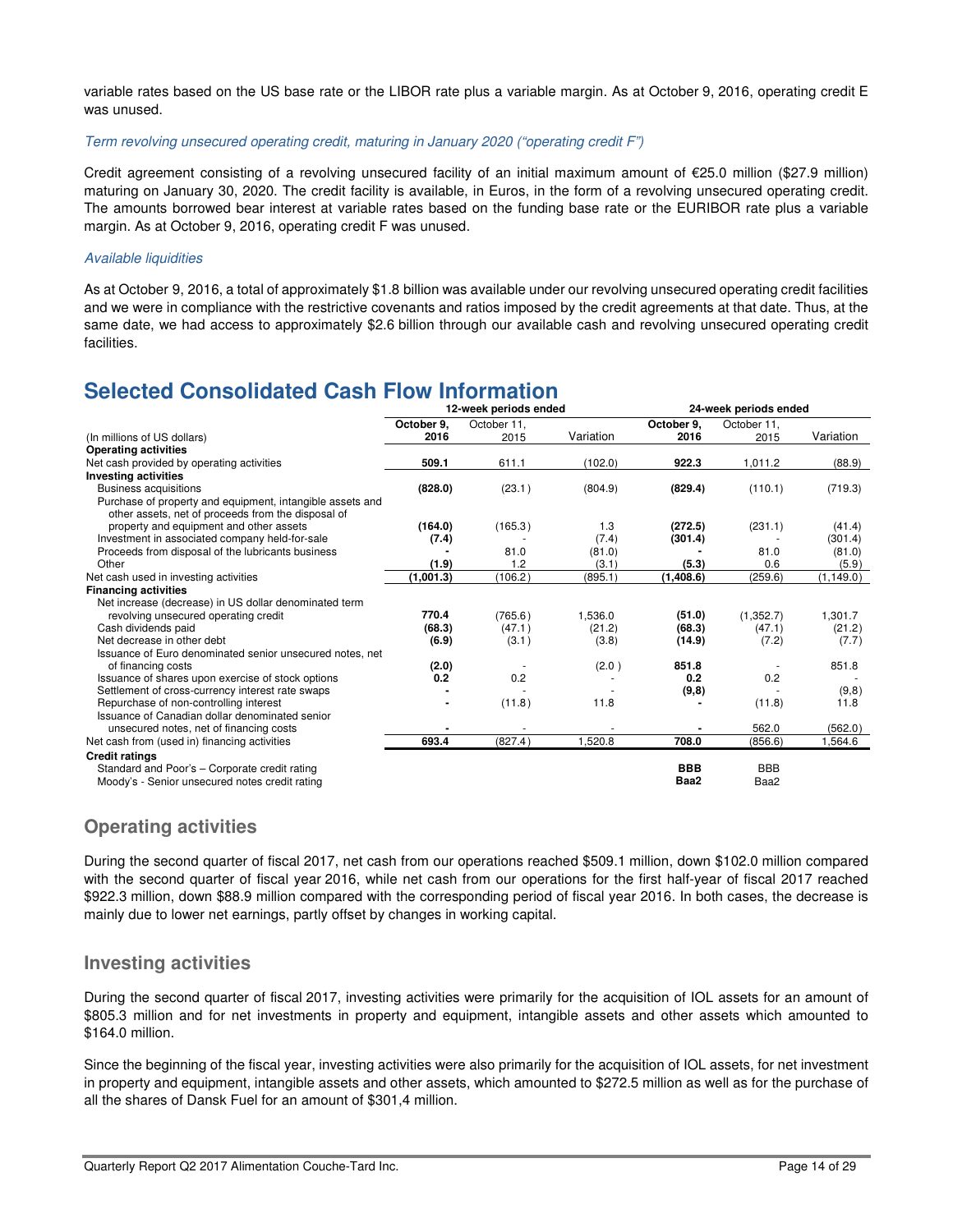variable rates based on the US base rate or the LIBOR rate plus a variable margin. As at October 9, 2016, operating credit E was unused.

*Term revolving unsecured operating credit, maturing in January 2020 ("operating credit F")*

Credit agreement consisting of a revolving unsecured facility of an initial maximum amount of €25.0 million ($27.9 million) maturing on January 30, 2020. The credit facility is available, in Euros, in the form of a revolving unsecured operating credit. The amounts borrowed bear interest at variable rates based on the funding base rate or the EURIBOR rate plus a variable margin. As at October 9, 2016, operating credit F was unused.

*Available liquidities*

As at October 9, 2016, a total of approximately $1.8 billion was available under our revolving unsecured operating credit facilities and we were in compliance with the restrictive covenants and ratios imposed by the credit agreements at that date. Thus, at the same date, we had access to approximately $2.6 billion through our available cash and revolving unsecured operating credit facilities.

# Selected Consolidated Cash Flow Information

| | 12-week periods ended | | | 24-week periods ended | | |
|---|---|---|---|---|---|---|
| (In millions of US dollars) | **October 9, 2016** | October 11, 2015 | Variation | **October 9, 2016** | October 11, 2015 | Variation |
| **Operating activities** | | | | | | |
| Net cash provided by operating activities | **509.1** | 611.1 | (102.0) | **922.3** | 1,011.2 | (88.9) |
| **Investing activities** | | | | | | |
| Business acquisitions | **(828.0)** | (23.1) | (804.9) | **(829.4)** | (110.1) | (719.3) |
| Purchase of property and equipment, intangible assets and other assets, net of proceeds from the disposal of property and equipment and other assets | **(164.0)** | (165.3) | 1.3 | **(272.5)** | (231.1) | (41.4) |
| Investment in associated company held-for-sale | **(7.4)** | - | (7.4) | **(301.4)** | - | (301.4) |
| Proceeds from disposal of the lubricants business | **-** | 81.0 | (81.0) | **-** | 81.0 | (81.0) |
| Other | **(1.9)** | 1.2 | (3.1) | **(5.3)** | 0.6 | (5.9) |
| Net cash used in investing activities | **(1,001.3)** | (106.2) | (895.1) | **(1,408.6)** | (259.6) | (1,149.0) |
| **Financing activities** | | | | | | |
| Net increase (decrease) in US dollar denominated term revolving unsecured operating credit | **770.4** | (765.6) | 1,536.0 | **(51.0)** | (1,352.7) | 1,301.7 |
| Cash dividends paid | **(68.3)** | (47.1) | (21.2) | **(68.3)** | (47.1) | (21.2) |
| Net decrease in other debt | **(6.9)** | (3.1) | (3.8) | **(14.9)** | (7.2) | (7.7) |
| Issuance of Euro denominated senior unsecured notes, net of financing costs | **(2.0)** | - | (2.0) | **851.8** | - | 851.8 |
| Issuance of shares upon exercise of stock options | **0.2** | 0.2 | - | **0.2** | 0.2 | - |
| Settlement of cross-currency interest rate swaps | **-** | - | - | **(9,8)** | - | (9,8) |
| Repurchase of non-controlling interest | **-** | (11.8) | 11.8 | **-** | (11.8) | 11.8 |
| Issuance of Canadian dollar denominated senior unsecured notes, net of financing costs | **-** | - | - | **-** | 562.0 | (562.0) |
| Net cash from (used in) financing activities | **693.4** | (827.4) | 1,520.8 | **708.0** | (856.6) | 1,564.6 |
| **Credit ratings** | | | | | | |
| Standard and Poor's – Corporate credit rating | | | | **BBB** | BBB | |
| Moody's - Senior unsecured notes credit rating | | | | **Baa2** | Baa2 | |

## Operating activities

During the second quarter of fiscal 2017, net cash from our operations reached $509.1 million, down $102.0 million compared with the second quarter of fiscal year 2016, while net cash from our operations for the first half-year of fiscal 2017 reached $922.3 million, down $88.9 million compared with the corresponding period of fiscal year 2016. In both cases, the decrease is mainly due to lower net earnings, partly offset by changes in working capital.

## Investing activities

During the second quarter of fiscal 2017, investing activities were primarily for the acquisition of IOL assets for an amount of $805.3 million and for net investments in property and equipment, intangible assets and other assets which amounted to $164.0 million.

Since the beginning of the fiscal year, investing activities were also primarily for the acquisition of IOL assets, for net investment in property and equipment, intangible assets and other assets, which amounted to $272.5 million as well as for the purchase of all the shares of Dansk Fuel for an amount of $301,4 million.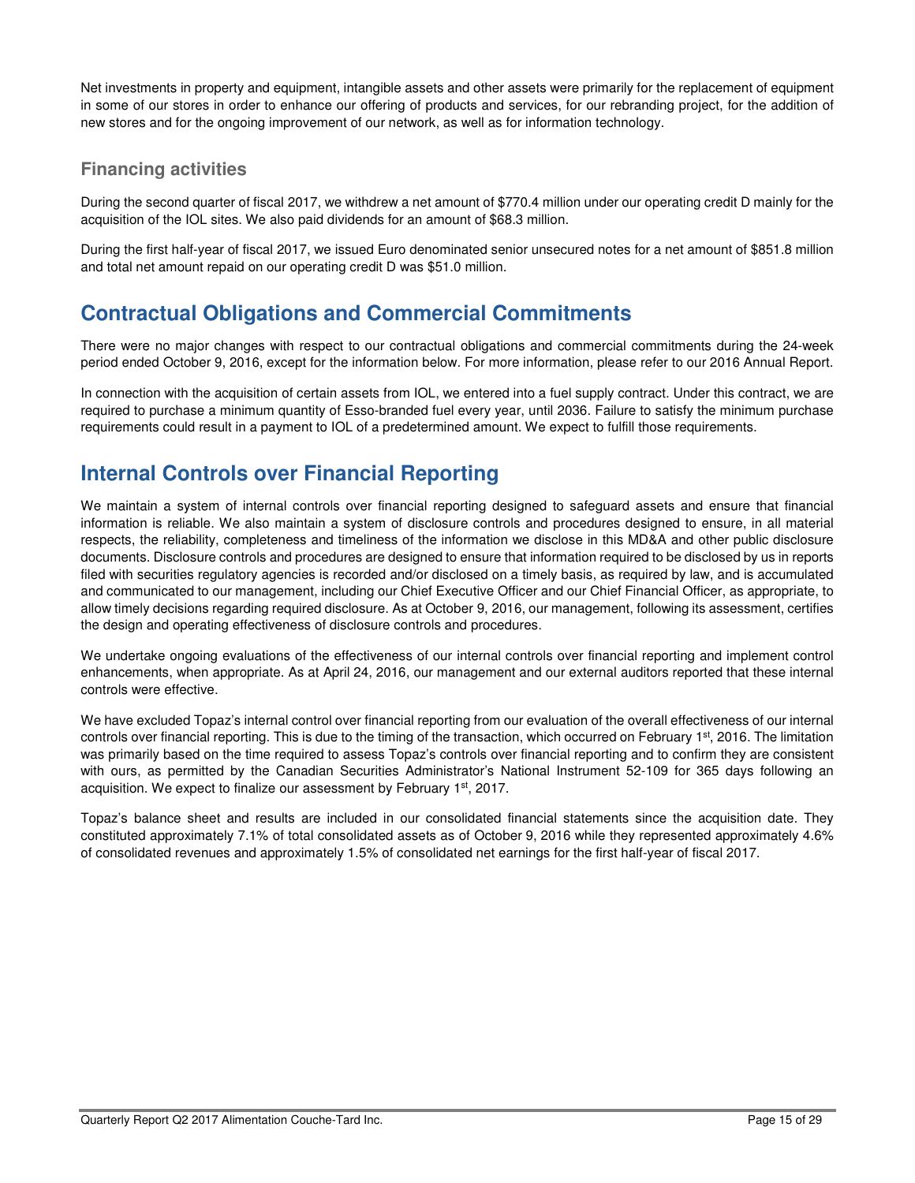Net investments in property and equipment, intangible assets and other assets were primarily for the replacement of equipment in some of our stores in order to enhance our offering of products and services, for our rebranding project, for the addition of new stores and for the ongoing improvement of our network, as well as for information technology.

### Financing activities

During the second quarter of fiscal 2017, we withdrew a net amount of $770.4 million under our operating credit D mainly for the acquisition of the IOL sites. We also paid dividends for an amount of $68.3 million.

During the first half-year of fiscal 2017, we issued Euro denominated senior unsecured notes for a net amount of $851.8 million and total net amount repaid on our operating credit D was $51.0 million.

## Contractual Obligations and Commercial Commitments

There were no major changes with respect to our contractual obligations and commercial commitments during the 24-week period ended October 9, 2016, except for the information below. For more information, please refer to our 2016 Annual Report.

In connection with the acquisition of certain assets from IOL, we entered into a fuel supply contract. Under this contract, we are required to purchase a minimum quantity of Esso-branded fuel every year, until 2036. Failure to satisfy the minimum purchase requirements could result in a payment to IOL of a predetermined amount. We expect to fulfill those requirements.

## Internal Controls over Financial Reporting

We maintain a system of internal controls over financial reporting designed to safeguard assets and ensure that financial information is reliable. We also maintain a system of disclosure controls and procedures designed to ensure, in all material respects, the reliability, completeness and timeliness of the information we disclose in this MD&A and other public disclosure documents. Disclosure controls and procedures are designed to ensure that information required to be disclosed by us in reports filed with securities regulatory agencies is recorded and/or disclosed on a timely basis, as required by law, and is accumulated and communicated to our management, including our Chief Executive Officer and our Chief Financial Officer, as appropriate, to allow timely decisions regarding required disclosure. As at October 9, 2016, our management, following its assessment, certifies the design and operating effectiveness of disclosure controls and procedures.

We undertake ongoing evaluations of the effectiveness of our internal controls over financial reporting and implement control enhancements, when appropriate. As at April 24, 2016, our management and our external auditors reported that these internal controls were effective.

We have excluded Topaz's internal control over financial reporting from our evaluation of the overall effectiveness of our internal controls over financial reporting. This is due to the timing of the transaction, which occurred on February 1st, 2016. The limitation was primarily based on the time required to assess Topaz's controls over financial reporting and to confirm they are consistent with ours, as permitted by the Canadian Securities Administrator's National Instrument 52-109 for 365 days following an acquisition. We expect to finalize our assessment by February 1st, 2017.

Topaz's balance sheet and results are included in our consolidated financial statements since the acquisition date. They constituted approximately 7.1% of total consolidated assets as of October 9, 2016 while they represented approximately 4.6% of consolidated revenues and approximately 1.5% of consolidated net earnings for the first half-year of fiscal 2017.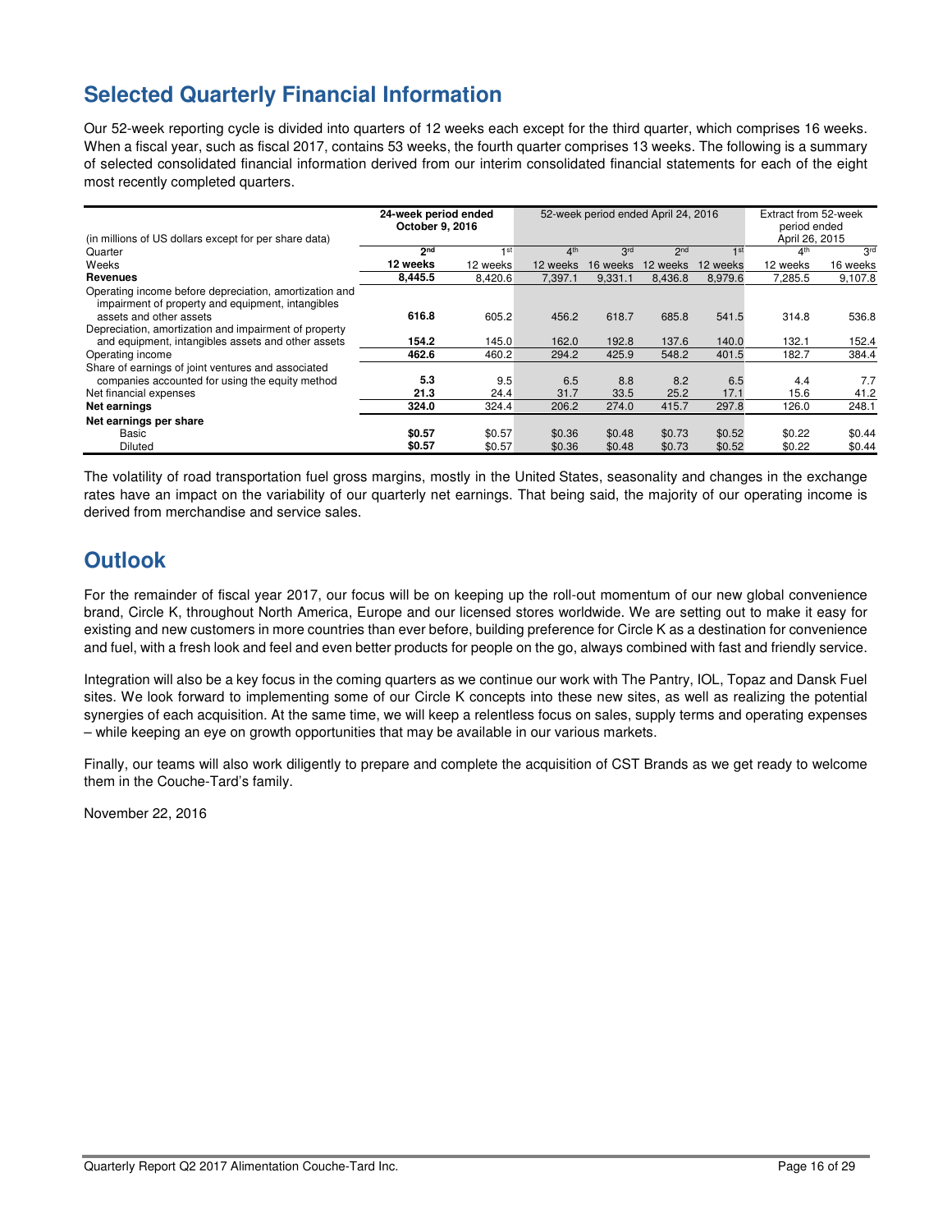## Selected Quarterly Financial Information

Our 52-week reporting cycle is divided into quarters of 12 weeks each except for the third quarter, which comprises 16 weeks. When a fiscal year, such as fiscal 2017, contains 53 weeks, the fourth quarter comprises 13 weeks. The following is a summary of selected consolidated financial information derived from our interim consolidated financial statements for each of the eight most recently completed quarters.

| (in millions of US dollars except for per share data) | 24-week period ended October 9, 2016 | | 52-week period ended April 24, 2016 | | | | Extract from 52-week period ended April 26, 2015 | |
|---|---|---|---|---|---|---|---|---|
| Quarter | **2nd** | 1st | 4th | 3rd | 2nd | 1st | 4th | 3rd |
| Weeks | **12 weeks** | 12 weeks | 12 weeks | 16 weeks | 12 weeks | 12 weeks | 12 weeks | 16 weeks |
| **Revenues** | **8,445.5** | 8,420.6 | 7,397.1 | 9,331.1 | 8,436.8 | 8,979.6 | 7,285.5 | 9,107.8 |
| Operating income before depreciation, amortization and impairment of property and equipment, intangibles assets and other assets | **616.8** | 605.2 | 456.2 | 618.7 | 685.8 | 541.5 | 314.8 | 536.8 |
| Depreciation, amortization and impairment of property and equipment, intangibles assets and other assets | **154.2** | 145.0 | 162.0 | 192.8 | 137.6 | 140.0 | 132.1 | 152.4 |
| Operating income | **462.6** | 460.2 | 294.2 | 425.9 | 548.2 | 401.5 | 182.7 | 384.4 |
| Share of earnings of joint ventures and associated companies accounted for using the equity method | **5.3** | 9.5 | 6.5 | 8.8 | 8.2 | 6.5 | 4.4 | 7.7 |
| Net financial expenses | **21.3** | 24.4 | 31.7 | 33.5 | 25.2 | 17.1 | 15.6 | 41.2 |
| **Net earnings** | **324.0** | 324.4 | 206.2 | 274.0 | 415.7 | 297.8 | 126.0 | 248.1 |
| **Net earnings per share** | | | | | | | | |
| Basic | **$0.57** | $0.57 | $0.36 | $0.48 | $0.73 | $0.52 | $0.22 | $0.44 |
| Diluted | **$0.57** | $0.57 | $0.36 | $0.48 | $0.73 | $0.52 | $0.22 | $0.44 |

The volatility of road transportation fuel gross margins, mostly in the United States, seasonality and changes in the exchange rates have an impact on the variability of our quarterly net earnings. That being said, the majority of our operating income is derived from merchandise and service sales.

## Outlook

For the remainder of fiscal year 2017, our focus will be on keeping up the roll-out momentum of our new global convenience brand, Circle K, throughout North America, Europe and our licensed stores worldwide. We are setting out to make it easy for existing and new customers in more countries than ever before, building preference for Circle K as a destination for convenience and fuel, with a fresh look and feel and even better products for people on the go, always combined with fast and friendly service.

Integration will also be a key focus in the coming quarters as we continue our work with The Pantry, IOL, Topaz and Dansk Fuel sites. We look forward to implementing some of our Circle K concepts into these new sites, as well as realizing the potential synergies of each acquisition. At the same time, we will keep a relentless focus on sales, supply terms and operating expenses – while keeping an eye on growth opportunities that may be available in our various markets.

Finally, our teams will also work diligently to prepare and complete the acquisition of CST Brands as we get ready to welcome them in the Couche-Tard's family.

November 22, 2016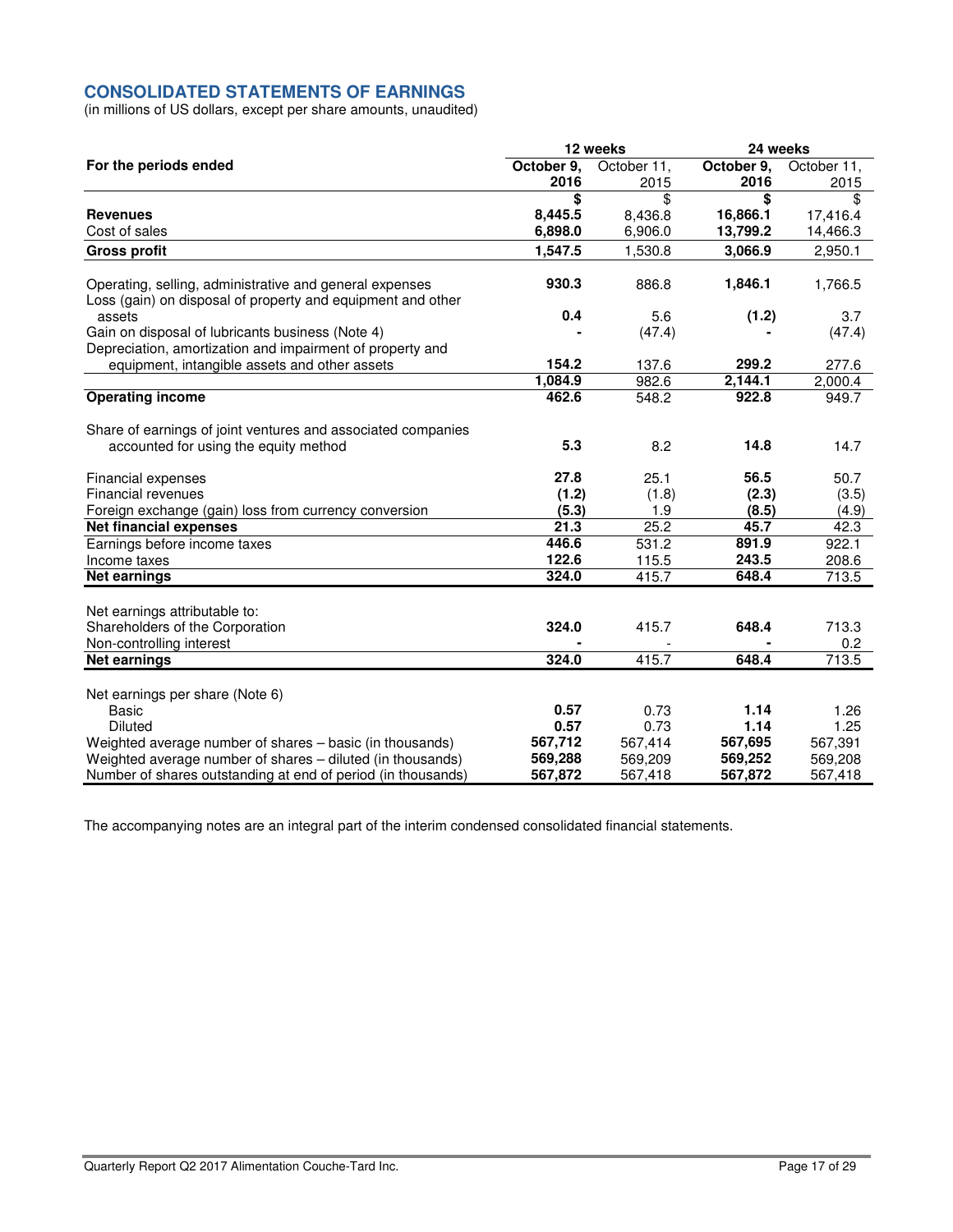## CONSOLIDATED STATEMENTS OF EARNINGS

(in millions of US dollars, except per share amounts, unaudited)

| | 12 weeks | | 24 weeks | |
|---|---|---|---|---|
| **For the periods ended** | **October 9, 2016** | October 11, 2015 | **October 9, 2016** | October 11, 2015 |
| | **$** | $ | **$** | $ |
| **Revenues** | **8,445.5** | 8,436.8 | **16,866.1** | 17,416.4 |
| Cost of sales | **6,898.0** | 6,906.0 | **13,799.2** | 14,466.3 |
| **Gross profit** | **1,547.5** | 1,530.8 | **3,066.9** | 2,950.1 |
| Operating, selling, administrative and general expenses | **930.3** | 886.8 | **1,846.1** | 1,766.5 |
| Loss (gain) on disposal of property and equipment and other assets | **0.4** | 5.6 | **(1.2)** | 3.7 |
| Gain on disposal of lubricants business (Note 4) | **-** | (47.4) | **-** | (47.4) |
| Depreciation, amortization and impairment of property and equipment, intangible assets and other assets | **154.2** | 137.6 | **299.2** | 277.6 |
| | **1,084.9** | 982.6 | **2,144.1** | 2,000.4 |
| **Operating income** | **462.6** | 548.2 | **922.8** | 949.7 |
| Share of earnings of joint ventures and associated companies accounted for using the equity method | **5.3** | 8.2 | **14.8** | 14.7 |
| Financial expenses | **27.8** | 25.1 | **56.5** | 50.7 |
| Financial revenues | **(1.2)** | (1.8) | **(2.3)** | (3.5) |
| Foreign exchange (gain) loss from currency conversion | **(5.3)** | 1.9 | **(8.5)** | (4.9) |
| **Net financial expenses** | **21.3** | 25.2 | **45.7** | 42.3 |
| Earnings before income taxes | **446.6** | 531.2 | **891.9** | 922.1 |
| Income taxes | **122.6** | 115.5 | **243.5** | 208.6 |
| **Net earnings** | **324.0** | 415.7 | **648.4** | 713.5 |
| Net earnings attributable to: | | | | |
| Shareholders of the Corporation | **324.0** | 415.7 | **648.4** | 713.3 |
| Non-controlling interest | **-** | - | **-** | 0.2 |
| **Net earnings** | **324.0** | 415.7 | **648.4** | 713.5 |
| Net earnings per share (Note 6) | | | | |
| Basic | **0.57** | 0.73 | **1.14** | 1.26 |
| Diluted | **0.57** | 0.73 | **1.14** | 1.25 |
| Weighted average number of shares – basic (in thousands) | **567,712** | 567,414 | **567,695** | 567,391 |
| Weighted average number of shares – diluted (in thousands) | **569,288** | 569,209 | **569,252** | 569,208 |
| Number of shares outstanding at end of period (in thousands) | **567,872** | 567,418 | **567,872** | 567,418 |

The accompanying notes are an integral part of the interim condensed consolidated financial statements.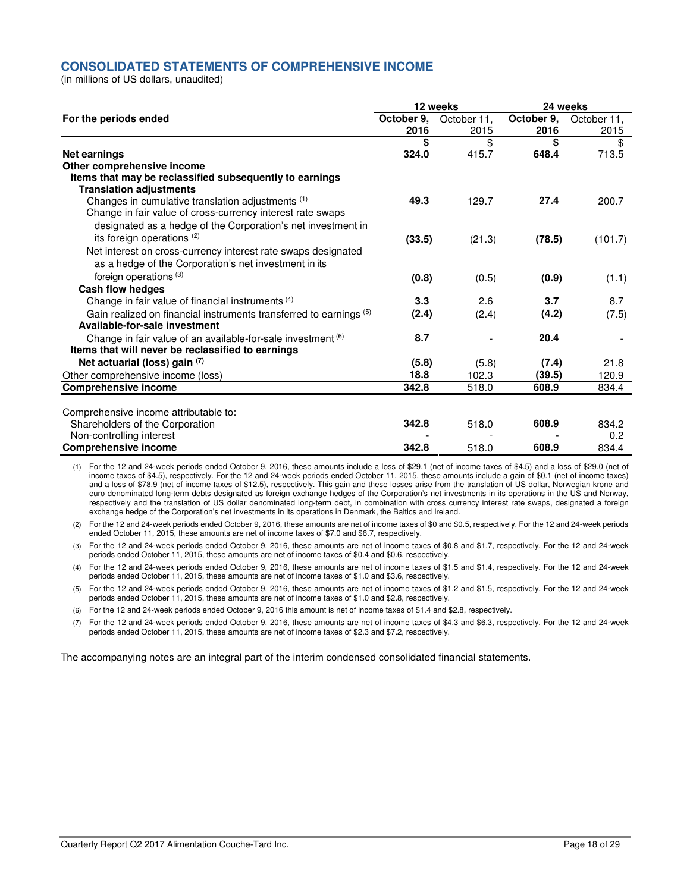## CONSOLIDATED STATEMENTS OF COMPREHENSIVE INCOME

(in millions of US dollars, unaudited)

| | 12 weeks | | 24 weeks | |
|---|---|---|---|---|
| **For the periods ended** | **October 9, 2016** | October 11, 2015 | **October 9, 2016** | October 11, 2015 |
| | **$** | $ | **$** | $ |
| **Net earnings** | **324.0** | 415.7 | **648.4** | 713.5 |
| **Other comprehensive income** | | | | |
| **Items that may be reclassified subsequently to earnings** | | | | |
| **Translation adjustments** | | | | |
| Changes in cumulative translation adjustments [(1)] | **49.3** | 129.7 | **27.4** | 200.7 |
| Change in fair value of cross-currency interest rate swaps designated as a hedge of the Corporation's net investment in its foreign operations [(2)] | **(33.5)** | (21.3) | **(78.5)** | (101.7) |
| Net interest on cross-currency interest rate swaps designated as a hedge of the Corporation's net investment in its foreign operations [(3)] | **(0.8)** | (0.5) | **(0.9)** | (1.1) |
| **Cash flow hedges** | | | | |
| Change in fair value of financial instruments [(4)] | **3.3** | 2.6 | **3.7** | 8.7 |
| Gain realized on financial instruments transferred to earnings [(5)] | **(2.4)** | (2.4) | **(4.2)** | (7.5) |
| **Available-for-sale investment** | | | | |
| Change in fair value of an available-for-sale investment [(6)] | **8.7** | - | **20.4** | - |
| **Items that will never be reclassified to earnings** | | | | |
| **Net actuarial (loss) gain [(7)]** | **(5.8)** | (5.8) | **(7.4)** | 21.8 |
| Other comprehensive income (loss) | **18.8** | 102.3 | **(39.5)** | 120.9 |
| **Comprehensive income** | **342.8** | 518.0 | **608.9** | 834.4 |
| | | | | |
| Comprehensive income attributable to: | | | | |
| Shareholders of the Corporation | **342.8** | 518.0 | **608.9** | 834.2 |
| Non-controlling interest | **-** | - | **-** | 0.2 |
| **Comprehensive income** | **342.8** | 518.0 | **608.9** | 834.4 |

(1) For the 12 and 24-week periods ended October 9, 2016, these amounts include a loss of $29.1 (net of income taxes of $4.5) and a loss of $29.0 (net of income taxes of $4.5), respectively. For the 12 and 24-week periods ended October 11, 2015, these amounts include a gain of $0.1 (net of income taxes) and a loss of $78.9 (net of income taxes of $12.5), respectively. This gain and these losses arise from the translation of US dollar, Norwegian krone and euro denominated long-term debts designated as foreign exchange hedges of the Corporation's net investments in its operations in the US and Norway, respectively and the translation of US dollar denominated long-term debt, in combination with cross currency interest rate swaps, designated a foreign exchange hedge of the Corporation's net investments in its operations in Denmark, the Baltics and Ireland.

(2) For the 12 and 24-week periods ended October 9, 2016, these amounts are net of income taxes of $0 and $0.5, respectively. For the 12 and 24-week periods ended October 11, 2015, these amounts are net of income taxes of $7.0 and $6.7, respectively.

(3) For the 12 and 24-week periods ended October 9, 2016, these amounts are net of income taxes of $0.8 and $1.7, respectively. For the 12 and 24-week periods ended October 11, 2015, these amounts are net of income taxes of $0.4 and $0.6, respectively.

(4) For the 12 and 24-week periods ended October 9, 2016, these amounts are net of income taxes of $1.5 and $1.4, respectively. For the 12 and 24-week periods ended October 11, 2015, these amounts are net of income taxes of $1.0 and $3.6, respectively.

(5) For the 12 and 24-week periods ended October 9, 2016, these amounts are net of income taxes of $1.2 and $1.5, respectively. For the 12 and 24-week periods ended October 11, 2015, these amounts are net of income taxes of $1.0 and $2.8, respectively.

(6) For the 12 and 24-week periods ended October 9, 2016 this amount is net of income taxes of $1.4 and $2.8, respectively.

(7) For the 12 and 24-week periods ended October 9, 2016, these amounts are net of income taxes of $4.3 and $6.3, respectively. For the 12 and 24-week periods ended October 11, 2015, these amounts are net of income taxes of $2.3 and $7.2, respectively.

The accompanying notes are an integral part of the interim condensed consolidated financial statements.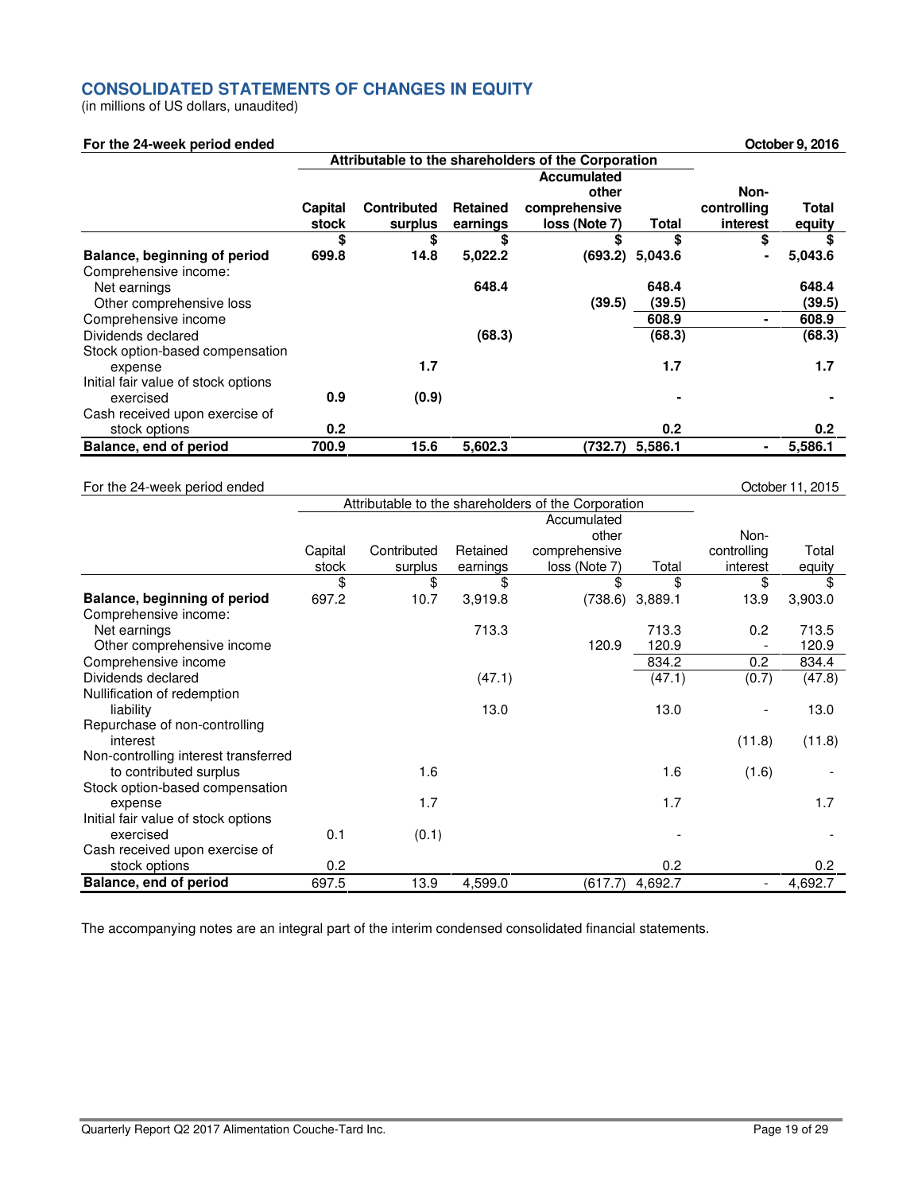## CONSOLIDATED STATEMENTS OF CHANGES IN EQUITY

(in millions of US dollars, unaudited)

**For the 24-week period ended October 9, 2016**

| | Attributable to the shareholders of the Corporation | | | | | | |
|---|---|---|---|---|---|---|---|
| | **Capital stock** | **Contributed surplus** | **Retained earnings** | **Accumulated other comprehensive loss (Note 7)** | **Total** | **Non-controlling interest** | **Total equity** |
| | **$** | **$** | **$** | **$** | **$** | **$** | **$** |
| **Balance, beginning of period** | **699.8** | **14.8** | **5,022.2** | **(693.2)** | **5,043.6** | **-** | **5,043.6** |
| Comprehensive income: | | | | | | | |
| Net earnings | | | **648.4** | | **648.4** | | **648.4** |
| Other comprehensive loss | | | | **(39.5)** | **(39.5)** | | **(39.5)** |
| Comprehensive income | | | | | **608.9** | **-** | **608.9** |
| Dividends declared | | | **(68.3)** | | **(68.3)** | | **(68.3)** |
| Stock option-based compensation expense | | **1.7** | | | **1.7** | | **1.7** |
| Initial fair value of stock options exercised | **0.9** | **(0.9)** | | | **-** | | **-** |
| Cash received upon exercise of stock options | **0.2** | | | | **0.2** | | **0.2** |
| **Balance, end of period** | **700.9** | **15.6** | **5,602.3** | **(732.7)** | **5,586.1** | **-** | **5,586.1** |

For the 24-week period ended October 11, 2015

| | Attributable to the shareholders of the Corporation | | | | | | |
|---|---|---|---|---|---|---|---|
| | Capital stock | Contributed surplus | Retained earnings | Accumulated other comprehensive loss (Note 7) | Total | Non-controlling interest | Total equity |
| | $ | $ | $ | $ | $ | $ | $ |
| **Balance, beginning of period** | 697.2 | 10.7 | 3,919.8 | (738.6) | 3,889.1 | 13.9 | 3,903.0 |
| Comprehensive income: | | | | | | | |
| Net earnings | | | 713.3 | | 713.3 | 0.2 | 713.5 |
| Other comprehensive income | | | | 120.9 | 120.9 | - | 120.9 |
| Comprehensive income | | | | | 834.2 | 0.2 | 834.4 |
| Dividends declared | | | (47.1) | | (47.1) | (0.7) | (47.8) |
| Nullification of redemption liability | | | 13.0 | | 13.0 | - | 13.0 |
| Repurchase of non-controlling interest | | | | | | (11.8) | (11.8) |
| Non-controlling interest transferred to contributed surplus | | 1.6 | | | 1.6 | (1.6) | - |
| Stock option-based compensation expense | | 1.7 | | | 1.7 | | 1.7 |
| Initial fair value of stock options exercised | 0.1 | (0.1) | | | - | | - |
| Cash received upon exercise of stock options | 0.2 | | | | 0.2 | | 0.2 |
| **Balance, end of period** | 697.5 | 13.9 | 4,599.0 | (617.7) | 4,692.7 | - | 4,692.7 |

The accompanying notes are an integral part of the interim condensed consolidated financial statements.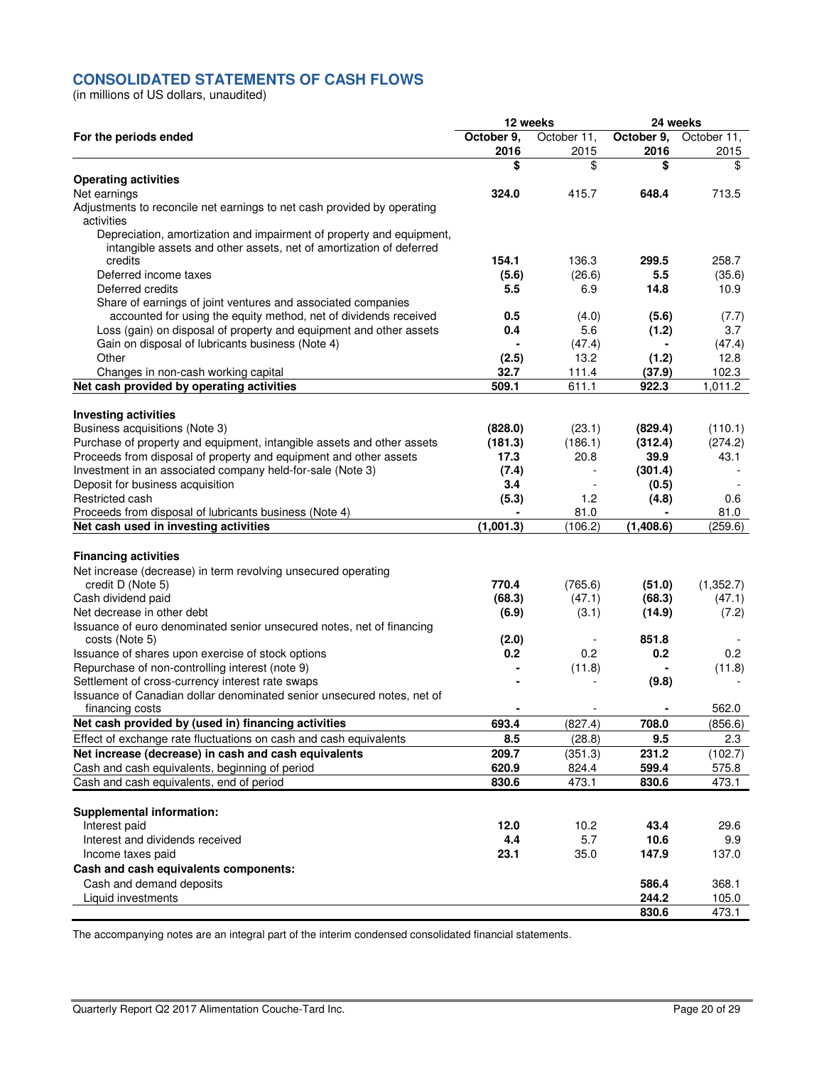## CONSOLIDATED STATEMENTS OF CASH FLOWS

(in millions of US dollars, unaudited)

| For the periods ended | 12 weeks | | 24 weeks | |
|---|---|---|---|---|
| | **October 9, 2016** | October 11, 2015 | **October 9, 2016** | October 11, 2015 |
| | **$** | $ | **$** | $ |
| **Operating activities** | | | | |
| Net earnings | **324.0** | 415.7 | **648.4** | 713.5 |
| Adjustments to reconcile net earnings to net cash provided by operating activities | | | | |
| Depreciation, amortization and impairment of property and equipment, intangible assets and other assets, net of amortization of deferred credits | **154.1** | 136.3 | **299.5** | 258.7 |
| Deferred income taxes | **(5.6)** | (26.6) | **5.5** | (35.6) |
| Deferred credits | **5.5** | 6.9 | **14.8** | 10.9 |
| Share of earnings of joint ventures and associated companies accounted for using the equity method, net of dividends received | **0.5** | (4.0) | **(5.6)** | (7.7) |
| Loss (gain) on disposal of property and equipment and other assets | **0.4** | 5.6 | **(1.2)** | 3.7 |
| Gain on disposal of lubricants business (Note 4) | **-** | (47.4) | **-** | (47.4) |
| Other | **(2.5)** | 13.2 | **(1.2)** | 12.8 |
| Changes in non-cash working capital | **32.7** | 111.4 | **(37.9)** | 102.3 |
| **Net cash provided by operating activities** | **509.1** | 611.1 | **922.3** | 1,011.2 |
| **Investing activities** | | | | |
| Business acquisitions (Note 3) | **(828.0)** | (23.1) | **(829.4)** | (110.1) |
| Purchase of property and equipment, intangible assets and other assets | **(181.3)** | (186.1) | **(312.4)** | (274.2) |
| Proceeds from disposal of property and equipment and other assets | **17.3** | 20.8 | **39.9** | 43.1 |
| Investment in an associated company held-for-sale (Note 3) | **(7.4)** | - | **(301.4)** | - |
| Deposit for business acquisition | **3.4** | - | **(0.5)** | - |
| Restricted cash | **(5.3)** | 1.2 | **(4.8)** | 0.6 |
| Proceeds from disposal of lubricants business (Note 4) | **-** | 81.0 | **-** | 81.0 |
| **Net cash used in investing activities** | **(1,001.3)** | (106.2) | **(1,408.6)** | (259.6) |
| **Financing activities** | | | | |
| Net increase (decrease) in term revolving unsecured operating credit D (Note 5) | **770.4** | (765.6) | **(51.0)** | (1,352.7) |
| Cash dividend paid | **(68.3)** | (47.1) | **(68.3)** | (47.1) |
| Net decrease in other debt | **(6.9)** | (3.1) | **(14.9)** | (7.2) |
| Issuance of euro denominated senior unsecured notes, net of financing costs (Note 5) | **(2.0)** | - | **851.8** | - |
| Issuance of shares upon exercise of stock options | **0.2** | 0.2 | **0.2** | 0.2 |
| Repurchase of non-controlling interest (note 9) | **-** | (11.8) | **-** | (11.8) |
| Settlement of cross-currency interest rate swaps | **-** | - | **(9.8)** | - |
| Issuance of Canadian dollar denominated senior unsecured notes, net of financing costs | **-** | - | **-** | 562.0 |
| **Net cash provided by (used in) financing activities** | **693.4** | (827.4) | **708.0** | (856.6) |
| Effect of exchange rate fluctuations on cash and cash equivalents | **8.5** | (28.8) | **9.5** | 2.3 |
| **Net increase (decrease) in cash and cash equivalents** | **209.7** | (351.3) | **231.2** | (102.7) |
| Cash and cash equivalents, beginning of period | **620.9** | 824.4 | **599.4** | 575.8 |
| Cash and cash equivalents, end of period | **830.6** | 473.1 | **830.6** | 473.1 |
| **Supplemental information:** | | | | |
| Interest paid | **12.0** | 10.2 | **43.4** | 29.6 |
| Interest and dividends received | **4.4** | 5.7 | **10.6** | 9.9 |
| Income taxes paid | **23.1** | 35.0 | **147.9** | 137.0 |
| **Cash and cash equivalents components:** | | | | |
| Cash and demand deposits | | | **586.4** | 368.1 |
| Liquid investments | | | **244.2** | 105.0 |
| | | | **830.6** | 473.1 |

The accompanying notes are an integral part of the interim condensed consolidated financial statements.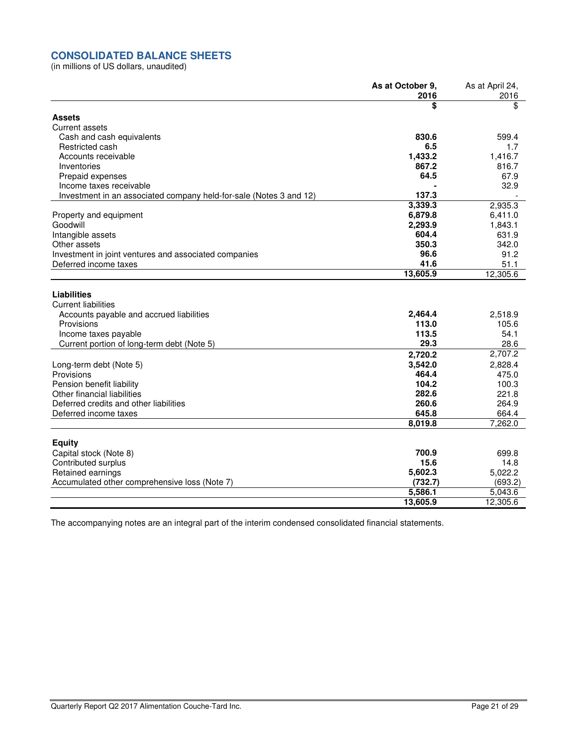## CONSOLIDATED BALANCE SHEETS

(in millions of US dollars, unaudited)

| | **As at October 9, 2016** | As at April 24, 2016 |
|---|---|---|
| | **$** | $ |
| **Assets** | | |
| Current assets | | |
| Cash and cash equivalents | **830.6** | 599.4 |
| Restricted cash | **6.5** | 1.7 |
| Accounts receivable | **1,433.2** | 1,416.7 |
| Inventories | **867.2** | 816.7 |
| Prepaid expenses | **64.5** | 67.9 |
| Income taxes receivable | **-** | 32.9 |
| Investment in an associated company held-for-sale (Notes 3 and 12) | **137.3** | - |
| | **3,339.3** | 2,935.3 |
| Property and equipment | **6,879.8** | 6,411.0 |
| Goodwill | **2,293.9** | 1,843.1 |
| Intangible assets | **604.4** | 631.9 |
| Other assets | **350.3** | 342.0 |
| Investment in joint ventures and associated companies | **96.6** | 91.2 |
| Deferred income taxes | **41.6** | 51.1 |
| | **13,605.9** | 12,305.6 |
| **Liabilities** | | |
| Current liabilities | | |
| Accounts payable and accrued liabilities | **2,464.4** | 2,518.9 |
| Provisions | **113.0** | 105.6 |
| Income taxes payable | **113.5** | 54.1 |
| Current portion of long-term debt (Note 5) | **29.3** | 28.6 |
| | **2,720.2** | 2,707.2 |
| Long-term debt (Note 5) | **3,542.0** | 2,828.4 |
| Provisions | **464.4** | 475.0 |
| Pension benefit liability | **104.2** | 100.3 |
| Other financial liabilities | **282.6** | 221.8 |
| Deferred credits and other liabilities | **260.6** | 264.9 |
| Deferred income taxes | **645.8** | 664.4 |
| | **8,019.8** | 7,262.0 |
| **Equity** | | |
| Capital stock (Note 8) | **700.9** | 699.8 |
| Contributed surplus | **15.6** | 14.8 |
| Retained earnings | **5,602.3** | 5,022.2 |
| Accumulated other comprehensive loss (Note 7) | **(732.7)** | (693.2) |
| | **5,586.1** | 5,043.6 |
| | **13,605.9** | 12,305.6 |

The accompanying notes are an integral part of the interim condensed consolidated financial statements.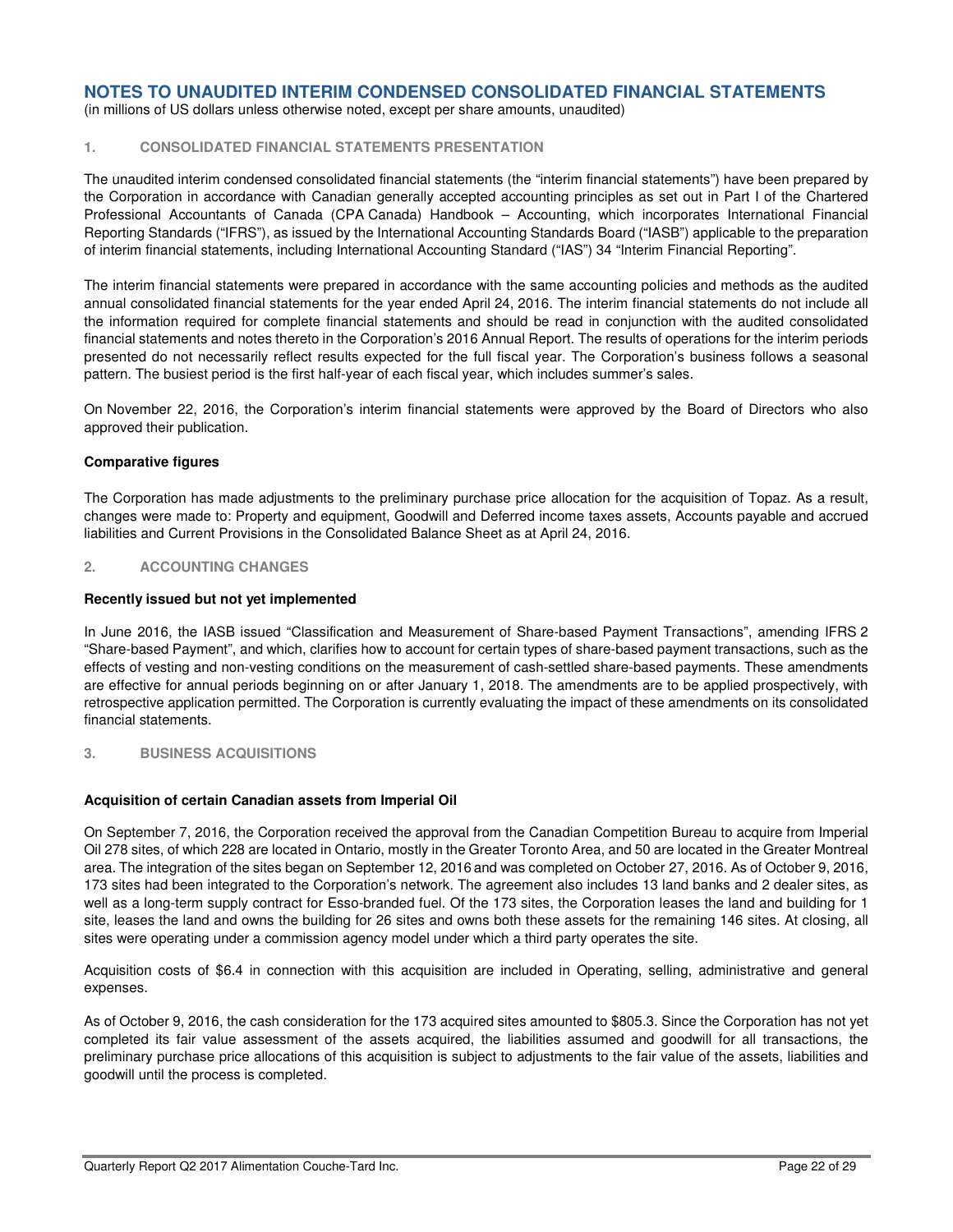# NOTES TO UNAUDITED INTERIM CONDENSED CONSOLIDATED FINANCIAL STATEMENTS

(in millions of US dollars unless otherwise noted, except per share amounts, unaudited)

## 1. CONSOLIDATED FINANCIAL STATEMENTS PRESENTATION

The unaudited interim condensed consolidated financial statements (the "interim financial statements") have been prepared by the Corporation in accordance with Canadian generally accepted accounting principles as set out in Part I of the Chartered Professional Accountants of Canada (CPA Canada) Handbook – Accounting, which incorporates International Financial Reporting Standards ("IFRS"), as issued by the International Accounting Standards Board ("IASB") applicable to the preparation of interim financial statements, including International Accounting Standard ("IAS") 34 "Interim Financial Reporting".

The interim financial statements were prepared in accordance with the same accounting policies and methods as the audited annual consolidated financial statements for the year ended April 24, 2016. The interim financial statements do not include all the information required for complete financial statements and should be read in conjunction with the audited consolidated financial statements and notes thereto in the Corporation's 2016 Annual Report. The results of operations for the interim periods presented do not necessarily reflect results expected for the full fiscal year. The Corporation's business follows a seasonal pattern. The busiest period is the first half-year of each fiscal year, which includes summer's sales.

On November 22, 2016, the Corporation's interim financial statements were approved by the Board of Directors who also approved their publication.

### Comparative figures

The Corporation has made adjustments to the preliminary purchase price allocation for the acquisition of Topaz. As a result, changes were made to: Property and equipment, Goodwill and Deferred income taxes assets, Accounts payable and accrued liabilities and Current Provisions in the Consolidated Balance Sheet as at April 24, 2016.

## 2. ACCOUNTING CHANGES

### Recently issued but not yet implemented

In June 2016, the IASB issued "Classification and Measurement of Share-based Payment Transactions", amending IFRS 2 "Share-based Payment", and which, clarifies how to account for certain types of share-based payment transactions, such as the effects of vesting and non-vesting conditions on the measurement of cash-settled share-based payments. These amendments are effective for annual periods beginning on or after January 1, 2018. The amendments are to be applied prospectively, with retrospective application permitted. The Corporation is currently evaluating the impact of these amendments on its consolidated financial statements.

## 3. BUSINESS ACQUISITIONS

### Acquisition of certain Canadian assets from Imperial Oil

On September 7, 2016, the Corporation received the approval from the Canadian Competition Bureau to acquire from Imperial Oil 278 sites, of which 228 are located in Ontario, mostly in the Greater Toronto Area, and 50 are located in the Greater Montreal area. The integration of the sites began on September 12, 2016 and was completed on October 27, 2016. As of October 9, 2016, 173 sites had been integrated to the Corporation's network. The agreement also includes 13 land banks and 2 dealer sites, as well as a long-term supply contract for Esso-branded fuel. Of the 173 sites, the Corporation leases the land and building for 1 site, leases the land and owns the building for 26 sites and owns both these assets for the remaining 146 sites. At closing, all sites were operating under a commission agency model under which a third party operates the site.

Acquisition costs of $6.4 in connection with this acquisition are included in Operating, selling, administrative and general expenses.

As of October 9, 2016, the cash consideration for the 173 acquired sites amounted to $805.3. Since the Corporation has not yet completed its fair value assessment of the assets acquired, the liabilities assumed and goodwill for all transactions, the preliminary purchase price allocations of this acquisition is subject to adjustments to the fair value of the assets, liabilities and goodwill until the process is completed.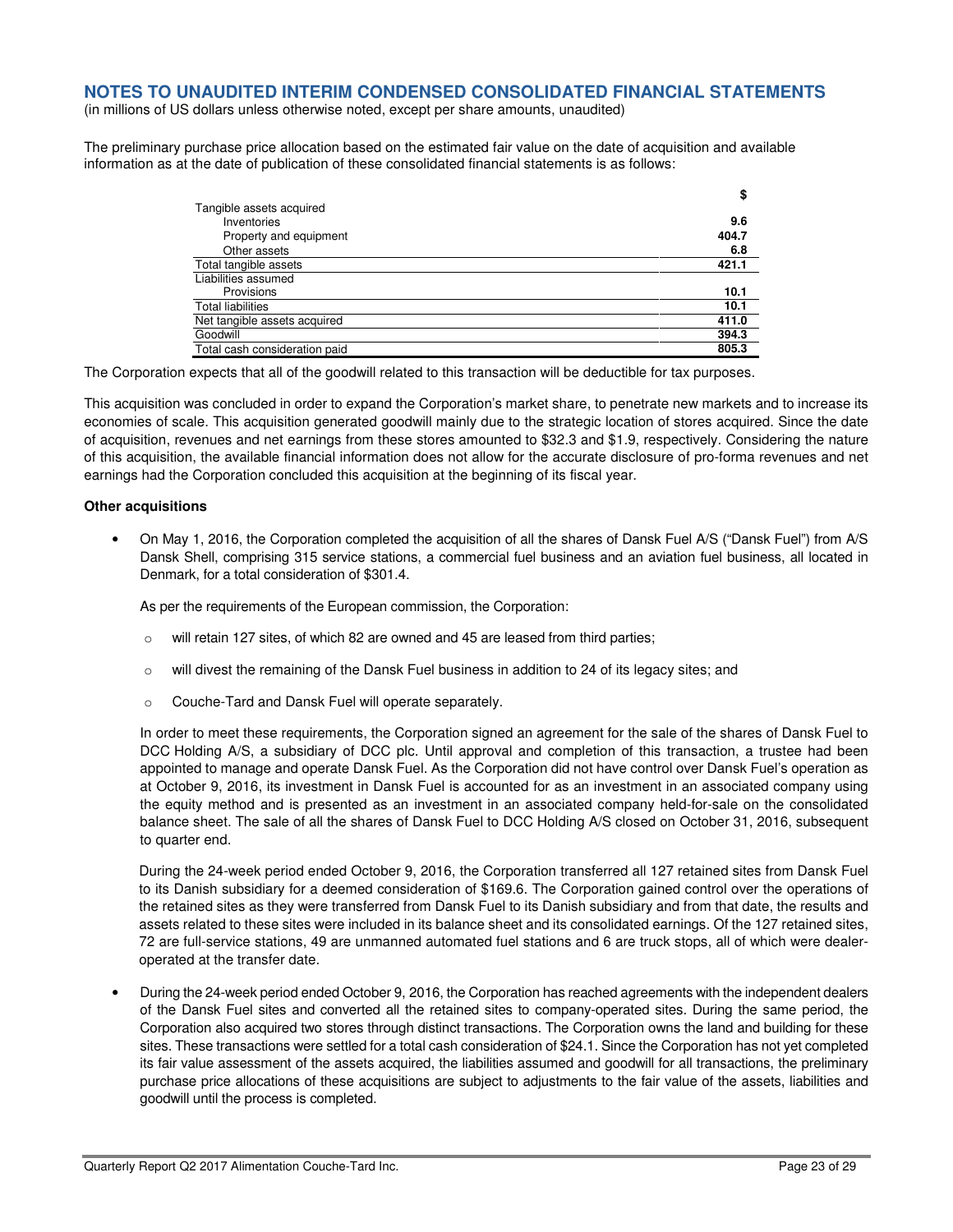## NOTES TO UNAUDITED INTERIM CONDENSED CONSOLIDATED FINANCIAL STATEMENTS

(in millions of US dollars unless otherwise noted, except per share amounts, unaudited)

The preliminary purchase price allocation based on the estimated fair value on the date of acquisition and available information as at the date of publication of these consolidated financial statements is as follows:

| | $ |
|---|---|
| Tangible assets acquired | |
| Inventories | 9.6 |
| Property and equipment | 404.7 |
| Other assets | 6.8 |
| Total tangible assets | 421.1 |
| Liabilities assumed | |
| Provisions | 10.1 |
| Total liabilities | 10.1 |
| Net tangible assets acquired | 411.0 |
| Goodwill | 394.3 |
| Total cash consideration paid | 805.3 |

The Corporation expects that all of the goodwill related to this transaction will be deductible for tax purposes.

This acquisition was concluded in order to expand the Corporation's market share, to penetrate new markets and to increase its economies of scale. This acquisition generated goodwill mainly due to the strategic location of stores acquired. Since the date of acquisition, revenues and net earnings from these stores amounted to $32.3 and $1.9, respectively. Considering the nature of this acquisition, the available financial information does not allow for the accurate disclosure of pro-forma revenues and net earnings had the Corporation concluded this acquisition at the beginning of its fiscal year.

**Other acquisitions**

- On May 1, 2016, the Corporation completed the acquisition of all the shares of Dansk Fuel A/S ("Dansk Fuel") from A/S Dansk Shell, comprising 315 service stations, a commercial fuel business and an aviation fuel business, all located in Denmark, for a total consideration of $301.4.

  As per the requirements of the European commission, the Corporation:

  - will retain 127 sites, of which 82 are owned and 45 are leased from third parties;
  - will divest the remaining of the Dansk Fuel business in addition to 24 of its legacy sites; and
  - Couche-Tard and Dansk Fuel will operate separately.

  In order to meet these requirements, the Corporation signed an agreement for the sale of the shares of Dansk Fuel to DCC Holding A/S, a subsidiary of DCC plc. Until approval and completion of this transaction, a trustee had been appointed to manage and operate Dansk Fuel. As the Corporation did not have control over Dansk Fuel's operation as at October 9, 2016, its investment in Dansk Fuel is accounted for as an investment in an associated company using the equity method and is presented as an investment in an associated company held-for-sale on the consolidated balance sheet. The sale of all the shares of Dansk Fuel to DCC Holding A/S closed on October 31, 2016, subsequent to quarter end.

  During the 24-week period ended October 9, 2016, the Corporation transferred all 127 retained sites from Dansk Fuel to its Danish subsidiary for a deemed consideration of $169.6. The Corporation gained control over the operations of the retained sites as they were transferred from Dansk Fuel to its Danish subsidiary and from that date, the results and assets related to these sites were included in its balance sheet and its consolidated earnings. Of the 127 retained sites, 72 are full-service stations, 49 are unmanned automated fuel stations and 6 are truck stops, all of which were dealer-operated at the transfer date.

- During the 24-week period ended October 9, 2016, the Corporation has reached agreements with the independent dealers of the Dansk Fuel sites and converted all the retained sites to company-operated sites. During the same period, the Corporation also acquired two stores through distinct transactions. The Corporation owns the land and building for these sites. These transactions were settled for a total cash consideration of $24.1. Since the Corporation has not yet completed its fair value assessment of the assets acquired, the liabilities assumed and goodwill for all transactions, the preliminary purchase price allocations of these acquisitions are subject to adjustments to the fair value of the assets, liabilities and goodwill until the process is completed.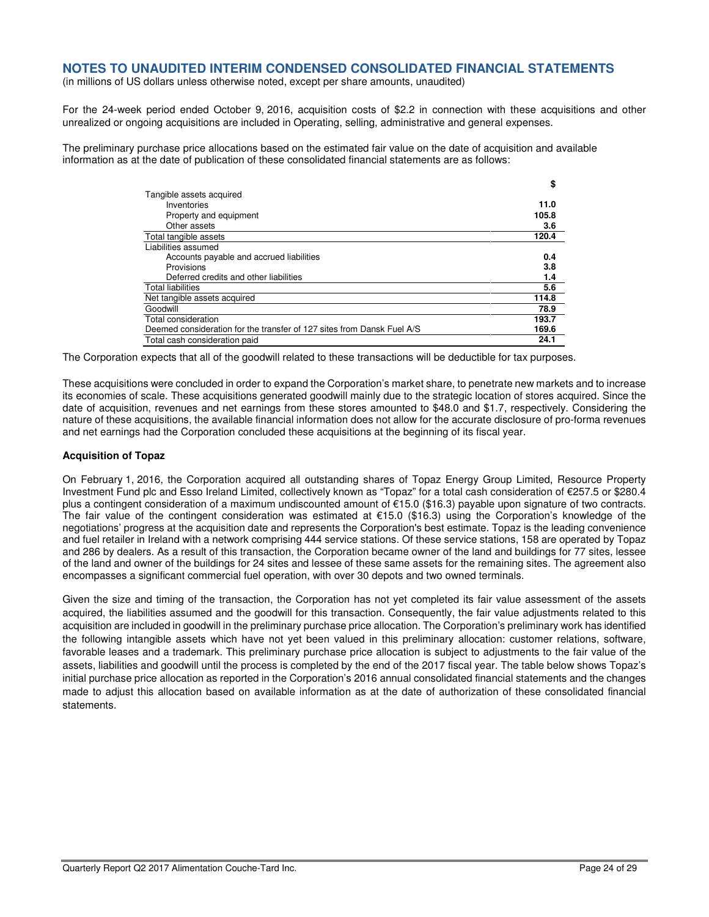## NOTES TO UNAUDITED INTERIM CONDENSED CONSOLIDATED FINANCIAL STATEMENTS

(in millions of US dollars unless otherwise noted, except per share amounts, unaudited)

For the 24-week period ended October 9, 2016, acquisition costs of $2.2 in connection with these acquisitions and other unrealized or ongoing acquisitions are included in Operating, selling, administrative and general expenses.

The preliminary purchase price allocations based on the estimated fair value on the date of acquisition and available information as at the date of publication of these consolidated financial statements are as follows:

| | $ |
|---|---|
| Tangible assets acquired | |
| Inventories | **11.0** |
| Property and equipment | **105.8** |
| Other assets | **3.6** |
| Total tangible assets | **120.4** |
| Liabilities assumed | |
| Accounts payable and accrued liabilities | **0.4** |
| Provisions | **3.8** |
| Deferred credits and other liabilities | **1.4** |
| Total liabilities | **5.6** |
| Net tangible assets acquired | **114.8** |
| Goodwill | **78.9** |
| Total consideration | **193.7** |
| Deemed consideration for the transfer of 127 sites from Dansk Fuel A/S | **169.6** |
| Total cash consideration paid | **24.1** |

The Corporation expects that all of the goodwill related to these transactions will be deductible for tax purposes.

These acquisitions were concluded in order to expand the Corporation's market share, to penetrate new markets and to increase its economies of scale. These acquisitions generated goodwill mainly due to the strategic location of stores acquired. Since the date of acquisition, revenues and net earnings from these stores amounted to $48.0 and $1.7, respectively. Considering the nature of these acquisitions, the available financial information does not allow for the accurate disclosure of pro-forma revenues and net earnings had the Corporation concluded these acquisitions at the beginning of its fiscal year.

**Acquisition of Topaz**

On February 1, 2016, the Corporation acquired all outstanding shares of Topaz Energy Group Limited, Resource Property Investment Fund plc and Esso Ireland Limited, collectively known as "Topaz" for a total cash consideration of €257.5 or $280.4 plus a contingent consideration of a maximum undiscounted amount of €15.0 ($16.3) payable upon signature of two contracts. The fair value of the contingent consideration was estimated at €15.0 ($16.3) using the Corporation's knowledge of the negotiations' progress at the acquisition date and represents the Corporation's best estimate. Topaz is the leading convenience and fuel retailer in Ireland with a network comprising 444 service stations. Of these service stations, 158 are operated by Topaz and 286 by dealers. As a result of this transaction, the Corporation became owner of the land and buildings for 77 sites, lessee of the land and owner of the buildings for 24 sites and lessee of these same assets for the remaining sites. The agreement also encompasses a significant commercial fuel operation, with over 30 depots and two owned terminals.

Given the size and timing of the transaction, the Corporation has not yet completed its fair value assessment of the assets acquired, the liabilities assumed and the goodwill for this transaction. Consequently, the fair value adjustments related to this acquisition are included in goodwill in the preliminary purchase price allocation. The Corporation's preliminary work has identified the following intangible assets which have not yet been valued in this preliminary allocation: customer relations, software, favorable leases and a trademark. This preliminary purchase price allocation is subject to adjustments to the fair value of the assets, liabilities and goodwill until the process is completed by the end of the 2017 fiscal year. The table below shows Topaz's initial purchase price allocation as reported in the Corporation's 2016 annual consolidated financial statements and the changes made to adjust this allocation based on available information as at the date of authorization of these consolidated financial statements.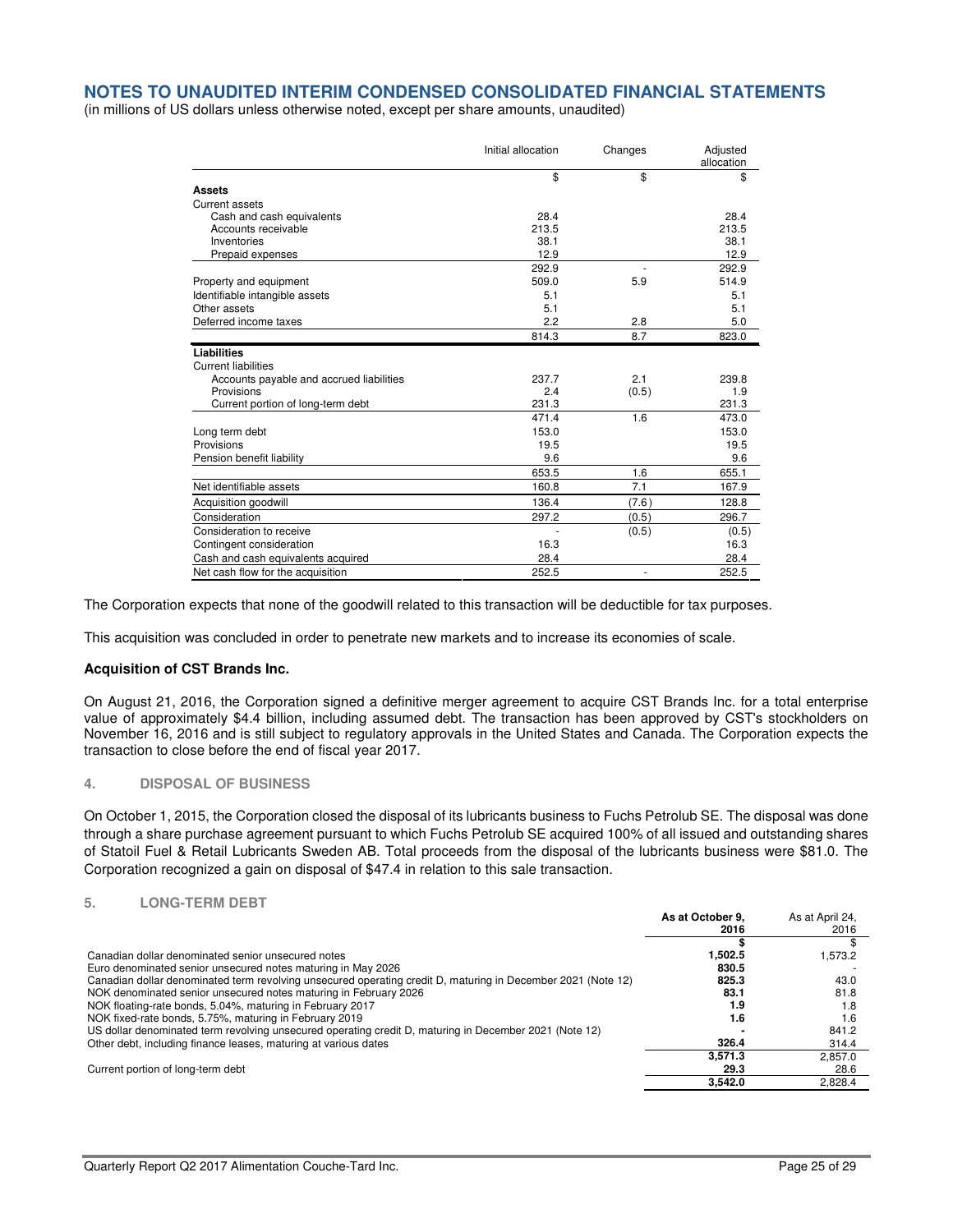# NOTES TO UNAUDITED INTERIM CONDENSED CONSOLIDATED FINANCIAL STATEMENTS

(in millions of US dollars unless otherwise noted, except per share amounts, unaudited)

| | Initial allocation | Changes | Adjusted allocation |
|---|---|---|---|
| | $ | $ | $ |
| **Assets** | | | |
| Current assets | | | |
| Cash and cash equivalents | 28.4 | | 28.4 |
| Accounts receivable | 213.5 | | 213.5 |
| Inventories | 38.1 | | 38.1 |
| Prepaid expenses | 12.9 | | 12.9 |
| | 292.9 | - | 292.9 |
| Property and equipment | 509.0 | 5.9 | 514.9 |
| Identifiable intangible assets | 5.1 | | 5.1 |
| Other assets | 5.1 | | 5.1 |
| Deferred income taxes | 2.2 | 2.8 | 5.0 |
| | 814.3 | 8.7 | 823.0 |
| **Liabilities** | | | |
| Current liabilities | | | |
| Accounts payable and accrued liabilities | 237.7 | 2.1 | 239.8 |
| Provisions | 2.4 | (0.5) | 1.9 |
| Current portion of long-term debt | 231.3 | | 231.3 |
| | 471.4 | 1.6 | 473.0 |
| Long term debt | 153.0 | | 153.0 |
| Provisions | 19.5 | | 19.5 |
| Pension benefit liability | 9.6 | | 9.6 |
| | 653.5 | 1.6 | 655.1 |
| Net identifiable assets | 160.8 | 7.1 | 167.9 |
| Acquisition goodwill | 136.4 | (7.6) | 128.8 |
| Consideration | 297.2 | (0.5) | 296.7 |
| Consideration to receive | - | (0.5) | (0.5) |
| Contingent consideration | 16.3 | | 16.3 |
| Cash and cash equivalents acquired | 28.4 | | 28.4 |
| Net cash flow for the acquisition | 252.5 | - | 252.5 |

The Corporation expects that none of the goodwill related to this transaction will be deductible for tax purposes.

This acquisition was concluded in order to penetrate new markets and to increase its economies of scale.

**Acquisition of CST Brands Inc.**

On August 21, 2016, the Corporation signed a definitive merger agreement to acquire CST Brands Inc. for a total enterprise value of approximately $4.4 billion, including assumed debt. The transaction has been approved by CST's stockholders on November 16, 2016 and is still subject to regulatory approvals in the United States and Canada. The Corporation expects the transaction to close before the end of fiscal year 2017.

## 4. DISPOSAL OF BUSINESS

On October 1, 2015, the Corporation closed the disposal of its lubricants business to Fuchs Petrolub SE. The disposal was done through a share purchase agreement pursuant to which Fuchs Petrolub SE acquired 100% of all issued and outstanding shares of Statoil Fuel & Retail Lubricants Sweden AB. Total proceeds from the disposal of the lubricants business were $81.0. The Corporation recognized a gain on disposal of $47.4 in relation to this sale transaction.

## 5. LONG-TERM DEBT

| | As at October 9, 2016 | As at April 24, 2016 |
|---|---|---|
| | $ | $ |
| Canadian dollar denominated senior unsecured notes | 1,502.5 | 1,573.2 |
| Euro denominated senior unsecured notes maturing in May 2026 | 830.5 | - |
| Canadian dollar denominated term revolving unsecured operating credit D, maturing in December 2021 (Note 12) | 825.3 | 43.0 |
| NOK denominated senior unsecured notes maturing in February 2026 | 83.1 | 81.8 |
| NOK floating-rate bonds, 5.04%, maturing in February 2017 | 1.9 | 1.8 |
| NOK fixed-rate bonds, 5.75%, maturing in February 2019 | 1.6 | 1.6 |
| US dollar denominated term revolving unsecured operating credit D, maturing in December 2021 (Note 12) | - | 841.2 |
| Other debt, including finance leases, maturing at various dates | 326.4 | 314.4 |
| | 3,571.3 | 2,857.0 |
| Current portion of long-term debt | 29.3 | 28.6 |
| | 3,542.0 | 2,828.4 |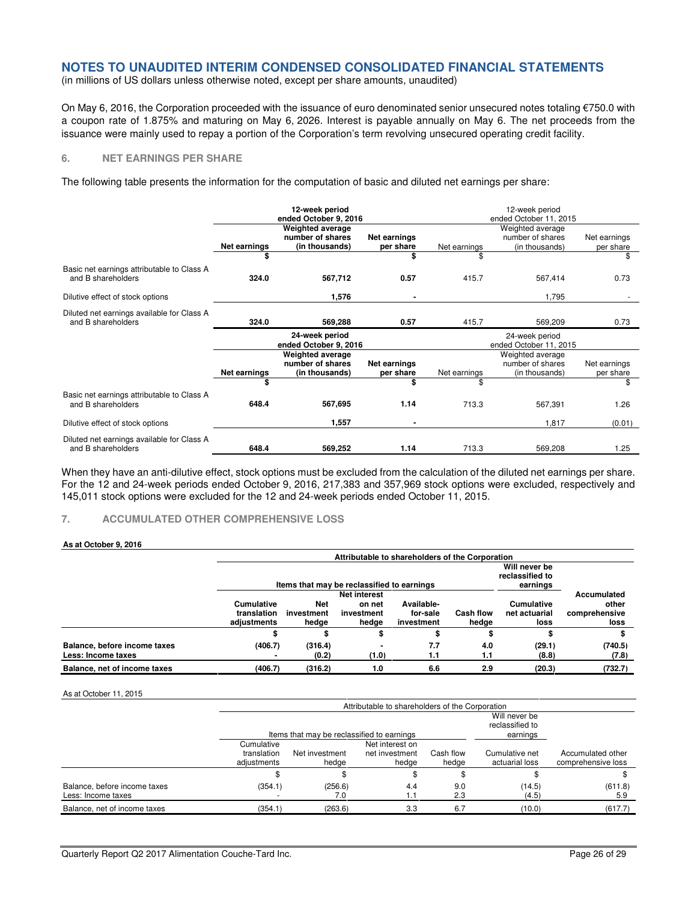# NOTES TO UNAUDITED INTERIM CONDENSED CONSOLIDATED FINANCIAL STATEMENTS

(in millions of US dollars unless otherwise noted, except per share amounts, unaudited)

On May 6, 2016, the Corporation proceeded with the issuance of euro denominated senior unsecured notes totaling €750.0 with a coupon rate of 1.875% and maturing on May 6, 2026. Interest is payable annually on May 6. The net proceeds from the issuance were mainly used to repay a portion of the Corporation's term revolving unsecured operating credit facility.

## 6. NET EARNINGS PER SHARE

The following table presents the information for the computation of basic and diluted net earnings per share:

| | **12-week period ended October 9, 2016** | | | 12-week period ended October 11, 2015 | | |
|---|---|---|---|---|---|---|
| | **Net earnings** | **Weighted average number of shares (in thousands)** | **Net earnings per share** | Net earnings | Weighted average number of shares (in thousands) | Net earnings per share |
| | **$** | | **$** | $ | | $ |
| Basic net earnings attributable to Class A and B shareholders | **324.0** | **567,712** | **0.57** | 415.7 | 567,414 | 0.73 |
| Dilutive effect of stock options | | **1,576** | **-** | | 1,795 | - |
| Diluted net earnings available for Class A and B shareholders | **324.0** | **569,288** | **0.57** | 415.7 | 569,209 | 0.73 |

| | **24-week period ended October 9, 2016** | | | 24-week period ended October 11, 2015 | | |
|---|---|---|---|---|---|---|
| | **Net earnings** | **Weighted average number of shares (in thousands)** | **Net earnings per share** | Net earnings | Weighted average number of shares (in thousands) | Net earnings per share |
| | **$** | | **$** | $ | | $ |
| Basic net earnings attributable to Class A and B shareholders | **648.4** | **567,695** | **1.14** | 713.3 | 567,391 | 1.26 |
| Dilutive effect of stock options | | **1,557** | **-** | | 1,817 | (0.01) |
| Diluted net earnings available for Class A and B shareholders | **648.4** | **569,252** | **1.14** | 713.3 | 569,208 | 1.25 |

When they have an anti-dilutive effect, stock options must be excluded from the calculation of the diluted net earnings per share. For the 12 and 24-week periods ended October 9, 2016, 217,383 and 357,969 stock options were excluded, respectively and 145,011 stock options were excluded for the 12 and 24-week periods ended October 11, 2015.

## 7. ACCUMULATED OTHER COMPREHENSIVE LOSS

**As at October 9, 2016**

| | **Attributable to shareholders of the Corporation** | | | | | | |
|---|---|---|---|---|---|---|---|
| | **Items that may be reclassified to earnings** | | | | | **Will never be reclassified to earnings** | |
| | **Cumulative translation adjustments** | **Net investment hedge** | **Net interest on net investment hedge** | **Available-for-sale investment** | **Cash flow hedge** | **Cumulative net actuarial loss** | **Accumulated other comprehensive loss** |
| | **$** | **$** | **$** | **$** | **$** | **$** | **$** |
| **Balance, before income taxes** | **(406.7)** | **(316.4)** | **-** | **7.7** | **4.0** | **(29.1)** | **(740.5)** |
| **Less: Income taxes** | **-** | **(0.2)** | **(1.0)** | **1.1** | **1.1** | **(8.8)** | **(7.8)** |
| **Balance, net of income taxes** | **(406.7)** | **(316.2)** | **1.0** | **6.6** | **2.9** | **(20.3)** | **(732.7)** |

As at October 11, 2015

| | Attributable to shareholders of the Corporation | | | | | |
|---|---|---|---|---|---|---|
| | Items that may be reclassified to earnings | | | | Will never be reclassified to earnings | |
| | Cumulative translation adjustments | Net investment hedge | Net interest on net investment hedge | Cash flow hedge | Cumulative net actuarial loss | Accumulated other comprehensive loss |
| | $ | $ | $ | $ | $ | $ |
| Balance, before income taxes | (354.1) | (256.6) | 4.4 | 9.0 | (14.5) | (611.8) |
| Less: Income taxes | - | 7.0 | 1.1 | 2.3 | (4.5) | 5.9 |
| Balance, net of income taxes | (354.1) | (263.6) | 3.3 | 6.7 | (10.0) | (617.7) |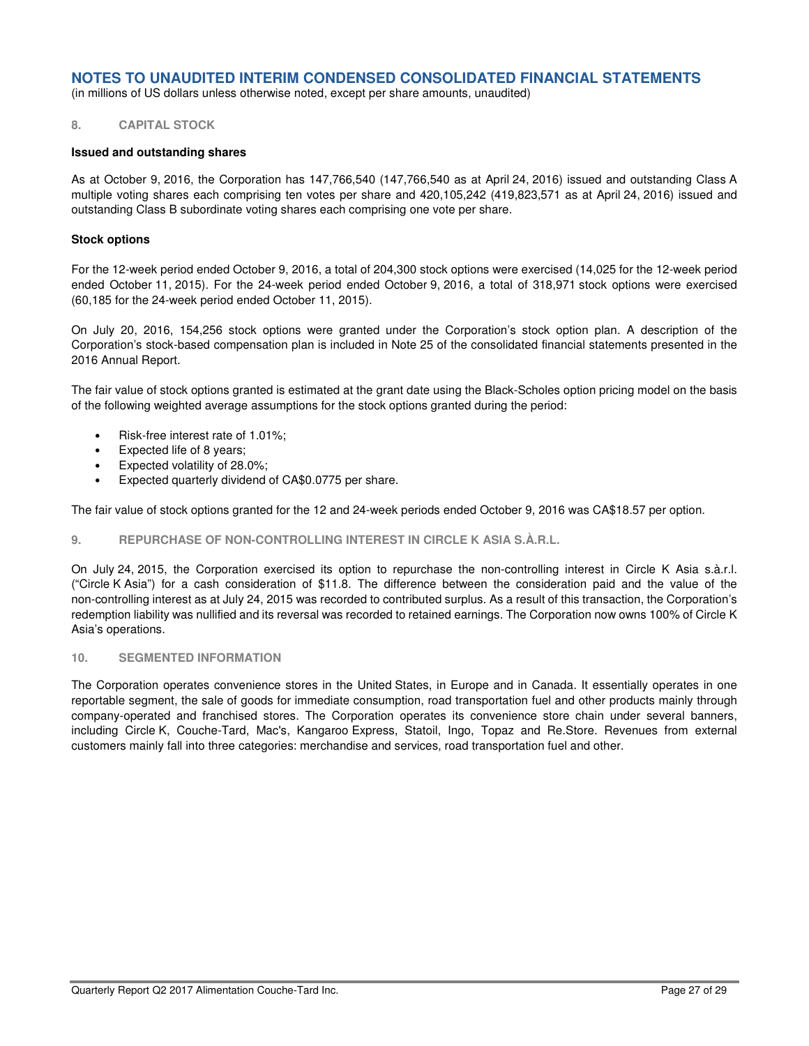# NOTES TO UNAUDITED INTERIM CONDENSED CONSOLIDATED FINANCIAL STATEMENTS

(in millions of US dollars unless otherwise noted, except per share amounts, unaudited)

## 8. CAPITAL STOCK

### Issued and outstanding shares

As at October 9, 2016, the Corporation has 147,766,540 (147,766,540 as at April 24, 2016) issued and outstanding Class A multiple voting shares each comprising ten votes per share and 420,105,242 (419,823,571 as at April 24, 2016) issued and outstanding Class B subordinate voting shares each comprising one vote per share.

### Stock options

For the 12-week period ended October 9, 2016, a total of 204,300 stock options were exercised (14,025 for the 12-week period ended October 11, 2015). For the 24-week period ended October 9, 2016, a total of 318,971 stock options were exercised (60,185 for the 24-week period ended October 11, 2015).

On July 20, 2016, 154,256 stock options were granted under the Corporation's stock option plan. A description of the Corporation's stock-based compensation plan is included in Note 25 of the consolidated financial statements presented in the 2016 Annual Report.

The fair value of stock options granted is estimated at the grant date using the Black-Scholes option pricing model on the basis of the following weighted average assumptions for the stock options granted during the period:

- Risk-free interest rate of 1.01%;
- Expected life of 8 years;
- Expected volatility of 28.0%;
- Expected quarterly dividend of CA$0.0775 per share.

The fair value of stock options granted for the 12 and 24-week periods ended October 9, 2016 was CA$18.57 per option.

## 9. REPURCHASE OF NON-CONTROLLING INTEREST IN CIRCLE K ASIA S.À.R.L.

On July 24, 2015, the Corporation exercised its option to repurchase the non-controlling interest in Circle K Asia s.à.r.l. ("Circle K Asia") for a cash consideration of $11.8. The difference between the consideration paid and the value of the non-controlling interest as at July 24, 2015 was recorded to contributed surplus. As a result of this transaction, the Corporation's redemption liability was nullified and its reversal was recorded to retained earnings. The Corporation now owns 100% of Circle K Asia's operations.

## 10. SEGMENTED INFORMATION

The Corporation operates convenience stores in the United States, in Europe and in Canada. It essentially operates in one reportable segment, the sale of goods for immediate consumption, road transportation fuel and other products mainly through company-operated and franchised stores. The Corporation operates its convenience store chain under several banners, including Circle K, Couche-Tard, Mac's, Kangaroo Express, Statoil, Ingo, Topaz and Re.Store. Revenues from external customers mainly fall into three categories: merchandise and services, road transportation fuel and other.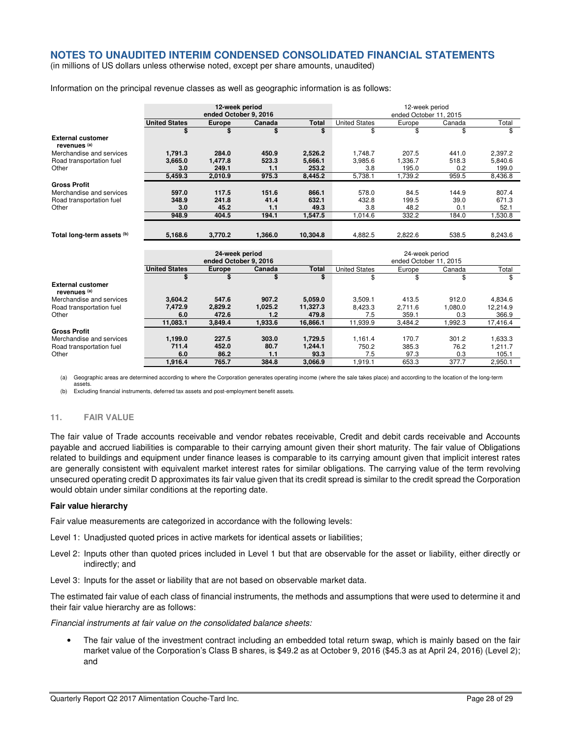## NOTES TO UNAUDITED INTERIM CONDENSED CONSOLIDATED FINANCIAL STATEMENTS

(in millions of US dollars unless otherwise noted, except per share amounts, unaudited)

Information on the principal revenue classes as well as geographic information is as follows:

| | 12-week period ended October 9, 2016 | | | | 12-week period ended October 11, 2015 | | | |
|---|---|---|---|---|---|---|---|---|
| | **United States** | **Europe** | **Canada** | **Total** | United States | Europe | Canada | Total |
| | **$** | **$** | **$** | **$** | $ | $ | $ | $ |
| **External customer revenues (a)** | | | | | | | | |
| Merchandise and services | **1,791.3** | **284.0** | **450.9** | **2,526.2** | 1,748.7 | 207.5 | 441.0 | 2,397.2 |
| Road transportation fuel | **3,665.0** | **1,477.8** | **523.3** | **5,666.1** | 3,985.6 | 1,336.7 | 518.3 | 5,840.6 |
| Other | **3.0** | **249.1** | **1.1** | **253.2** | 3.8 | 195.0 | 0.2 | 199.0 |
| | **5,459.3** | **2,010.9** | **975.3** | **8,445.2** | 5,738.1 | 1,739.2 | 959.5 | 8,436.8 |
| **Gross Profit** | | | | | | | | |
| Merchandise and services | **597.0** | **117.5** | **151.6** | **866.1** | 578.0 | 84.5 | 144.9 | 807.4 |
| Road transportation fuel | **348.9** | **241.8** | **41.4** | **632.1** | 432.8 | 199.5 | 39.0 | 671.3 |
| Other | **3.0** | **45.2** | **1.1** | **49.3** | 3.8 | 48.2 | 0.1 | 52.1 |
| | **948.9** | **404.5** | **194.1** | **1,547.5** | 1,014.6 | 332.2 | 184.0 | 1,530.8 |
| **Total long-term assets (b)** | **5,168.6** | **3,770.2** | **1,366.0** | **10,304.8** | 4,882.5 | 2,822.6 | 538.5 | 8,243.6 |

| | 24-week period ended October 9, 2016 | | | | 24-week period ended October 11, 2015 | | | |
|---|---|---|---|---|---|---|---|---|
| | **United States** | **Europe** | **Canada** | **Total** | United States | Europe | Canada | Total |
| | **$** | **$** | **$** | **$** | $ | $ | $ | $ |
| **External customer revenues (a)** | | | | | | | | |
| Merchandise and services | **3,604.2** | **547.6** | **907.2** | **5,059.0** | 3,509.1 | 413.5 | 912.0 | 4,834.6 |
| Road transportation fuel | **7,472.9** | **2,829.2** | **1,025.2** | **11,327.3** | 8,423.3 | 2,711.6 | 1,080.0 | 12,214.9 |
| Other | **6.0** | **472.6** | **1.2** | **479.8** | 7.5 | 359.1 | 0.3 | 366.9 |
| | **11,083.1** | **3,849.4** | **1,933.6** | **16,866.1** | 11,939.9 | 3,484.2 | 1,992.3 | 17,416.4 |
| **Gross Profit** | | | | | | | | |
| Merchandise and services | **1,199.0** | **227.5** | **303.0** | **1,729.5** | 1,161.4 | 170.7 | 301.2 | 1,633.3 |
| Road transportation fuel | **711.4** | **452.0** | **80.7** | **1,244.1** | 750.2 | 385.3 | 76.2 | 1,211.7 |
| Other | **6.0** | **86.2** | **1.1** | **93.3** | 7.5 | 97.3 | 0.3 | 105.1 |
| | **1,916.4** | **765.7** | **384.8** | **3,066.9** | 1,919.1 | 653.3 | 377.7 | 2,950.1 |

(a) Geographic areas are determined according to where the Corporation generates operating income (where the sale takes place) and according to the location of the long-term assets.

(b) Excluding financial instruments, deferred tax assets and post-employment benefit assets.

### 11. FAIR VALUE

The fair value of Trade accounts receivable and vendor rebates receivable, Credit and debit cards receivable and Accounts payable and accrued liabilities is comparable to their carrying amount given their short maturity. The fair value of Obligations related to buildings and equipment under finance leases is comparable to its carrying amount given that implicit interest rates are generally consistent with equivalent market interest rates for similar obligations. The carrying value of the term revolving unsecured operating credit D approximates its fair value given that its credit spread is similar to the credit spread the Corporation would obtain under similar conditions at the reporting date.

**Fair value hierarchy**

Fair value measurements are categorized in accordance with the following levels:

Level 1: Unadjusted quoted prices in active markets for identical assets or liabilities;

Level 2: Inputs other than quoted prices included in Level 1 but that are observable for the asset or liability, either directly or indirectly; and

Level 3: Inputs for the asset or liability that are not based on observable market data.

The estimated fair value of each class of financial instruments, the methods and assumptions that were used to determine it and their fair value hierarchy are as follows:

*Financial instruments at fair value on the consolidated balance sheets:*

- The fair value of the investment contract including an embedded total return swap, which is mainly based on the fair market value of the Corporation's Class B shares, is $49.2 as at October 9, 2016 ($45.3 as at April 24, 2016) (Level 2); and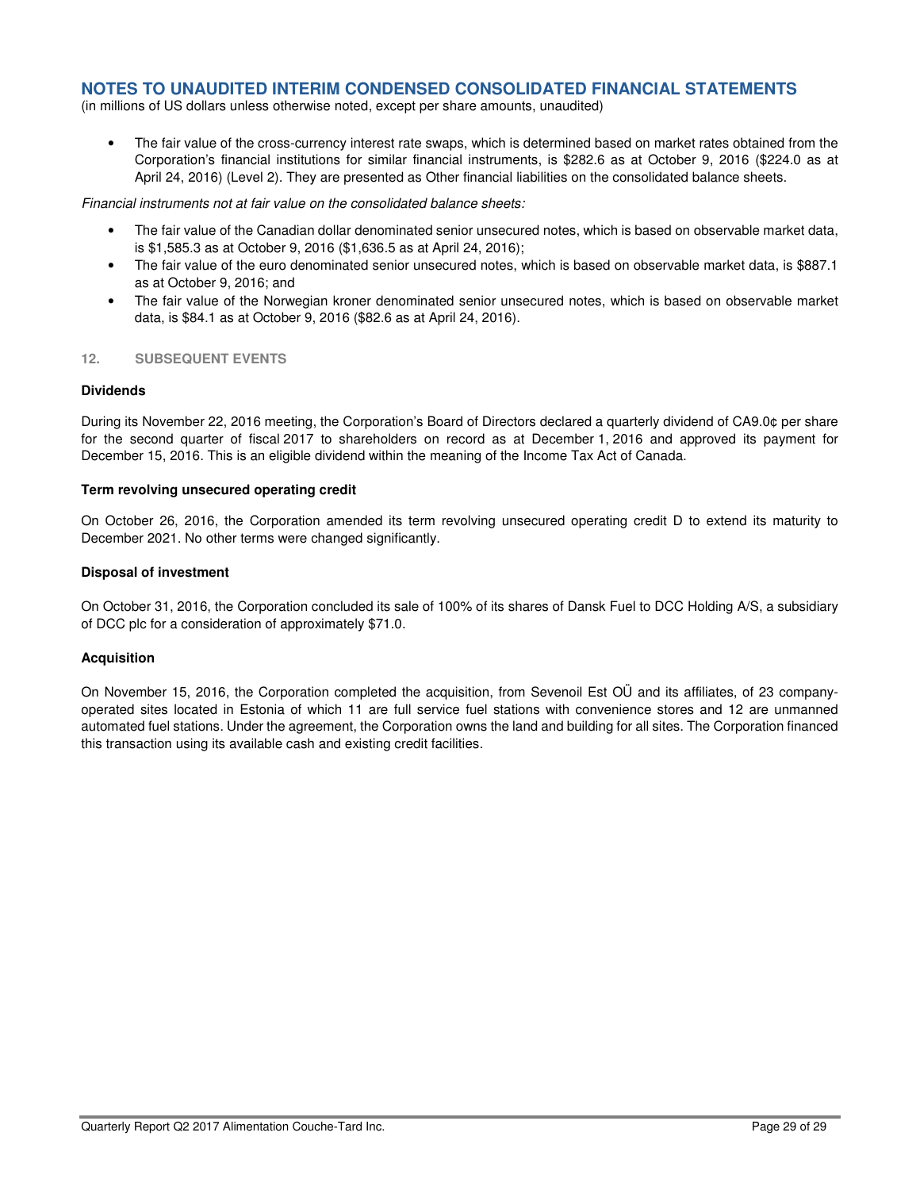# NOTES TO UNAUDITED INTERIM CONDENSED CONSOLIDATED FINANCIAL STATEMENTS

(in millions of US dollars unless otherwise noted, except per share amounts, unaudited)

- The fair value of the cross-currency interest rate swaps, which is determined based on market rates obtained from the Corporation's financial institutions for similar financial instruments, is $282.6 as at October 9, 2016 ($224.0 as at April 24, 2016) (Level 2). They are presented as Other financial liabilities on the consolidated balance sheets.

*Financial instruments not at fair value on the consolidated balance sheets:*

- The fair value of the Canadian dollar denominated senior unsecured notes, which is based on observable market data, is $1,585.3 as at October 9, 2016 ($1,636.5 as at April 24, 2016);
- The fair value of the euro denominated senior unsecured notes, which is based on observable market data, is $887.1 as at October 9, 2016; and
- The fair value of the Norwegian kroner denominated senior unsecured notes, which is based on observable market data, is $84.1 as at October 9, 2016 ($82.6 as at April 24, 2016).

## 12. SUBSEQUENT EVENTS

**Dividends**

During its November 22, 2016 meeting, the Corporation's Board of Directors declared a quarterly dividend of CA9.0¢ per share for the second quarter of fiscal 2017 to shareholders on record as at December 1, 2016 and approved its payment for December 15, 2016. This is an eligible dividend within the meaning of the Income Tax Act of Canada.

**Term revolving unsecured operating credit**

On October 26, 2016, the Corporation amended its term revolving unsecured operating credit D to extend its maturity to December 2021. No other terms were changed significantly.

**Disposal of investment**

On October 31, 2016, the Corporation concluded its sale of 100% of its shares of Dansk Fuel to DCC Holding A/S, a subsidiary of DCC plc for a consideration of approximately $71.0.

**Acquisition**

On November 15, 2016, the Corporation completed the acquisition, from Sevenoil Est OÜ and its affiliates, of 23 company-operated sites located in Estonia of which 11 are full service fuel stations with convenience stores and 12 are unmanned automated fuel stations. Under the agreement, the Corporation owns the land and building for all sites. The Corporation financed this transaction using its available cash and existing credit facilities.